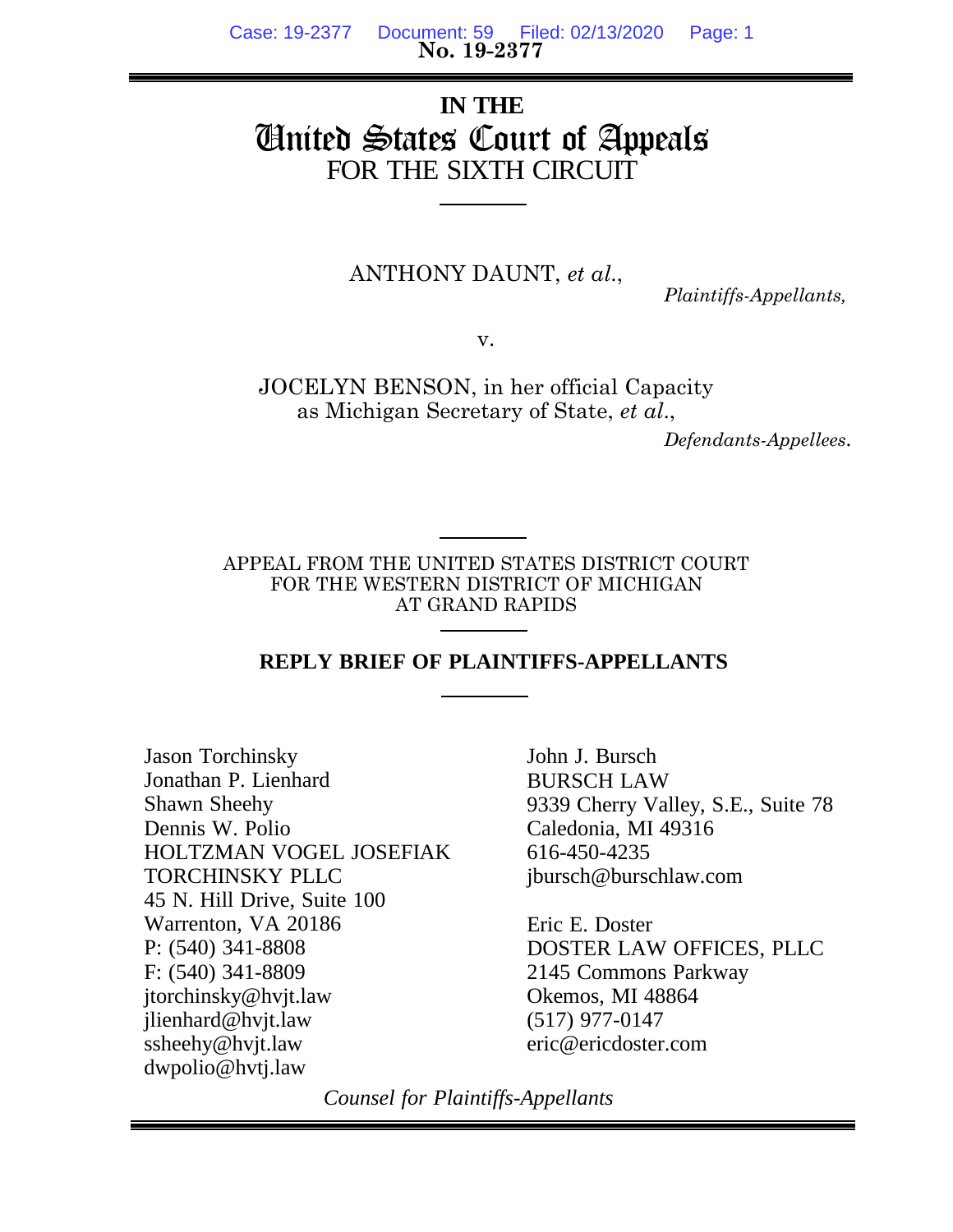No. 19-2377

# IN THE
# United States Court of Appeals
## FOR THE SIXTH CIRCUIT

ANTHONY DAUNT, *et al.*,

*Plaintiffs-Appellants,*

v.

JOCELYN BENSON, in her official Capacity as Michigan Secretary of State, *et al.*,

*Defendants-Appellees.*

APPEAL FROM THE UNITED STATES DISTRICT COURT
FOR THE WESTERN DISTRICT OF MICHIGAN
AT GRAND RAPIDS

**REPLY BRIEF OF PLAINTIFFS-APPELLANTS**

Jason Torchinsky
Jonathan P. Lienhard
Shawn Sheehy
Dennis W. Polio
HOLTZMAN VOGEL JOSEFIAK TORCHINSKY PLLC
45 N. Hill Drive, Suite 100
Warrenton, VA 20186
P: (540) 341-8808
F: (540) 341-8809
jtorchinsky@hvjt.law
jlienhard@hvjt.law
ssheehy@hvjt.law
dwpolio@hvtj.law

John J. Bursch
BURSCH LAW
9339 Cherry Valley, S.E., Suite 78
Caledonia, MI 49316
616-450-4235
jbursch@burschlaw.com

Eric E. Doster
DOSTER LAW OFFICES, PLLC
2145 Commons Parkway
Okemos, MI 48864
(517) 977-0147
eric@ericdoster.com

*Counsel for Plaintiffs-Appellants*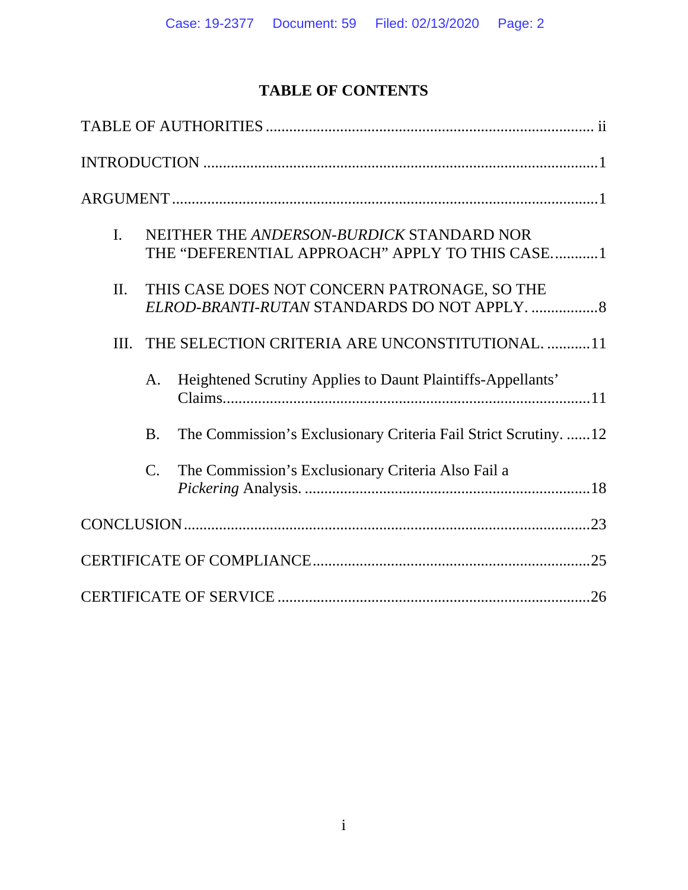## TABLE OF CONTENTS

TABLE OF AUTHORITIES .................................................................................... ii

INTRODUCTION .....................................................................................................1

ARGUMENT ............................................................................................................1

I. NEITHER THE *ANDERSON-BURDICK* STANDARD NOR THE "DEFERENTIAL APPROACH" APPLY TO THIS CASE. ...........1

II. THIS CASE DOES NOT CONCERN PATRONAGE, SO THE *ELROD-BRANTI-RUTAN* STANDARDS DO NOT APPLY. .................8

III. THE SELECTION CRITERIA ARE UNCONSTITUTIONAL. ...........11

A. Heightened Scrutiny Applies to Daunt Plaintiffs-Appellants' Claims.............................................................................................11

B. The Commission's Exclusionary Criteria Fail Strict Scrutiny. ......12

C. The Commission's Exclusionary Criteria Also Fail a *Pickering* Analysis. .......................................................................18

CONCLUSION .......................................................................................................23

CERTIFICATE OF COMPLIANCE .......................................................................25

CERTIFICATE OF SERVICE ................................................................................26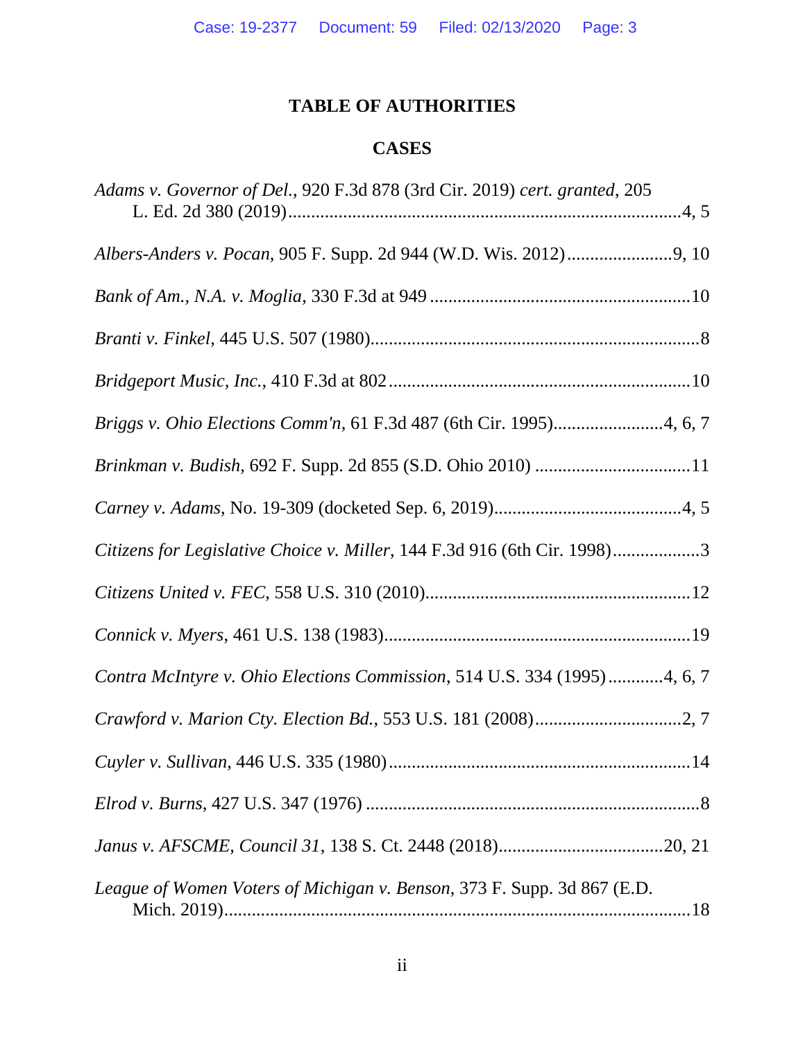# TABLE OF AUTHORITIES

## CASES

*Adams v. Governor of Del.*, 920 F.3d 878 (3rd Cir. 2019) *cert. granted*, 205 L. Ed. 2d 380 (2019)....................4, 5

*Albers-Anders v. Pocan*, 905 F. Supp. 2d 944 (W.D. Wis. 2012)....................9, 10

*Bank of Am., N.A. v. Moglia*, 330 F.3d at 949....................10

*Branti v. Finkel*, 445 U.S. 507 (1980)....................8

*Bridgeport Music, Inc.*, 410 F.3d at 802....................10

*Briggs v. Ohio Elections Comm'n*, 61 F.3d 487 (6th Cir. 1995)....................4, 6, 7

*Brinkman v. Budish*, 692 F. Supp. 2d 855 (S.D. Ohio 2010)....................11

*Carney v. Adams*, No. 19-309 (docketed Sep. 6, 2019)....................4, 5

*Citizens for Legislative Choice v. Miller*, 144 F.3d 916 (6th Cir. 1998)....................3

*Citizens United v. FEC*, 558 U.S. 310 (2010)....................12

*Connick v. Myers*, 461 U.S. 138 (1983)....................19

*Contra McIntyre v. Ohio Elections Commission*, 514 U.S. 334 (1995)....................4, 6, 7

*Crawford v. Marion Cty. Election Bd.*, 553 U.S. 181 (2008)....................2, 7

*Cuyler v. Sullivan*, 446 U.S. 335 (1980)....................14

*Elrod v. Burns*, 427 U.S. 347 (1976)....................8

*Janus v. AFSCME, Council 31*, 138 S. Ct. 2448 (2018)....................20, 21

*League of Women Voters of Michigan v. Benson*, 373 F. Supp. 3d 867 (E.D. Mich. 2019)....................18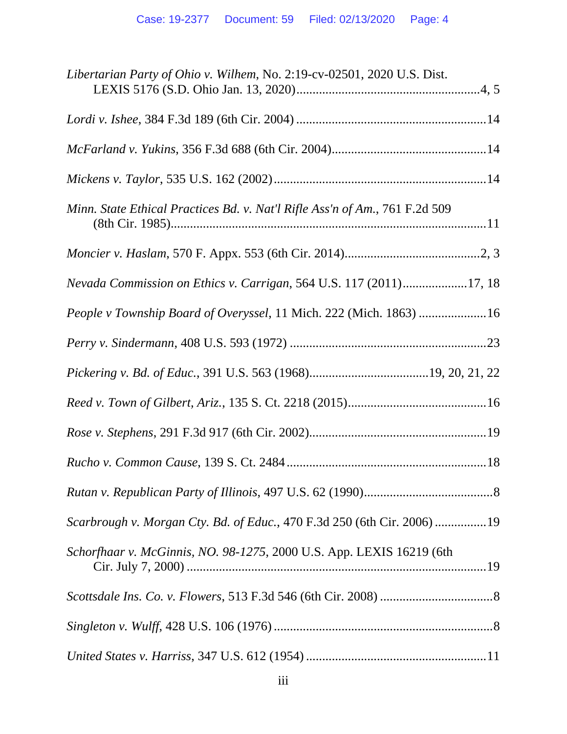*Libertarian Party of Ohio v. Wilhem*, No. 2:19-cv-02501, 2020 U.S. Dist. LEXIS 5176 (S.D. Ohio Jan. 13, 2020) .......... 4, 5

*Lordi v. Ishee*, 384 F.3d 189 (6th Cir. 2004) .......... 14

*McFarland v. Yukins*, 356 F.3d 688 (6th Cir. 2004) .......... 14

*Mickens v. Taylor*, 535 U.S. 162 (2002) .......... 14

*Minn. State Ethical Practices Bd. v. Nat'l Rifle Ass'n of Am.*, 761 F.2d 509 (8th Cir. 1985) .......... 11

*Moncier v. Haslam*, 570 F. Appx. 553 (6th Cir. 2014) .......... 2, 3

*Nevada Commission on Ethics v. Carrigan*, 564 U.S. 117 (2011) .......... 17, 18

*People v Township Board of Overyssel*, 11 Mich. 222 (Mich. 1863) .......... 16

*Perry v. Sindermann*, 408 U.S. 593 (1972) .......... 23

*Pickering v. Bd. of Educ.*, 391 U.S. 563 (1968) .......... 19, 20, 21, 22

*Reed v. Town of Gilbert, Ariz.*, 135 S. Ct. 2218 (2015) .......... 16

*Rose v. Stephens*, 291 F.3d 917 (6th Cir. 2002) .......... 19

*Rucho v. Common Cause*, 139 S. Ct. 2484 .......... 18

*Rutan v. Republican Party of Illinois*, 497 U.S. 62 (1990) .......... 8

*Scarbrough v. Morgan Cty. Bd. of Educ.*, 470 F.3d 250 (6th Cir. 2006) .......... 19

*Schorfhaar v. McGinnis, NO. 98-1275*, 2000 U.S. App. LEXIS 16219 (6th Cir. July 7, 2000) .......... 19

*Scottsdale Ins. Co. v. Flowers*, 513 F.3d 546 (6th Cir. 2008) .......... 8

*Singleton v. Wulff*, 428 U.S. 106 (1976) .......... 8

*United States v. Harriss*, 347 U.S. 612 (1954) .......... 11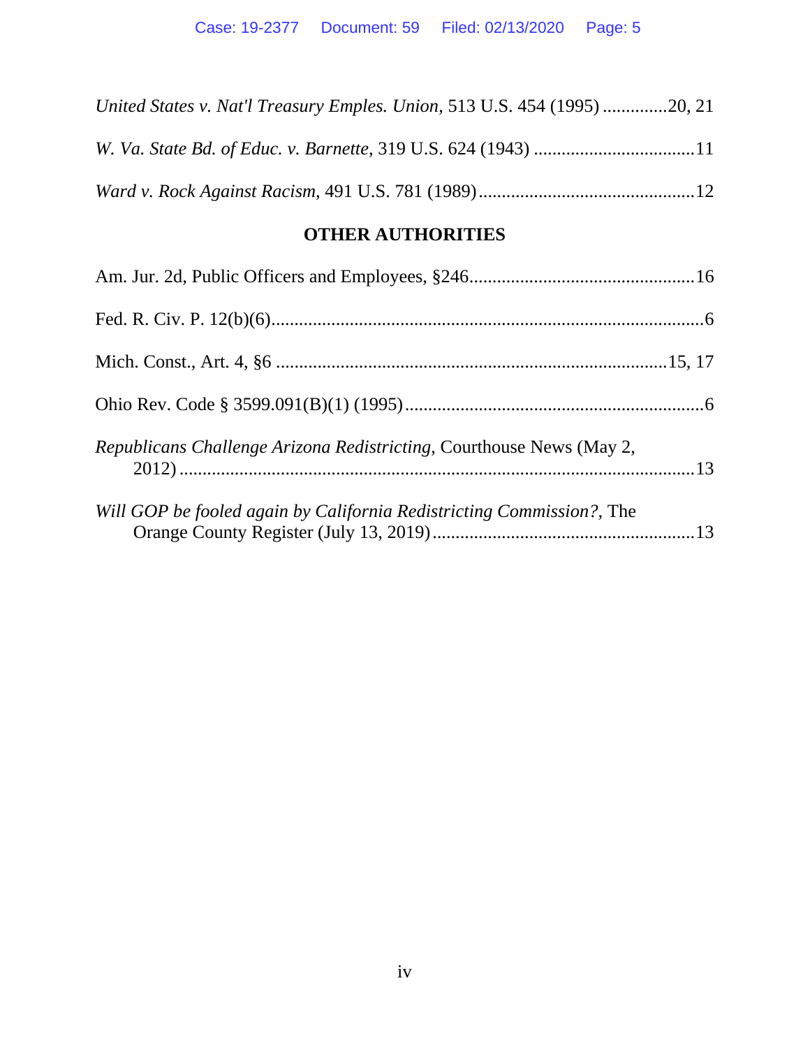*United States v. Nat'l Treasury Emples. Union*, 513 U.S. 454 (1995) ..............20, 21

*W. Va. State Bd. of Educ. v. Barnette*, 319 U.S. 624 (1943) ...................................11

*Ward v. Rock Against Racism*, 491 U.S. 781 (1989)...............................................12

## OTHER AUTHORITIES

Am. Jur. 2d, Public Officers and Employees, §246.................................................16

Fed. R. Civ. P. 12(b)(6).............................................................................................6

Mich. Const., Art. 4, §6 ....................................................................................15, 17

Ohio Rev. Code § 3599.091(B)(1) (1995).................................................................6

*Republicans Challenge Arizona Redistricting*, Courthouse News (May 2, 2012)...................................................................................................................13

*Will GOP be fooled again by California Redistricting Commission?*, The Orange County Register (July 13, 2019).........................................................13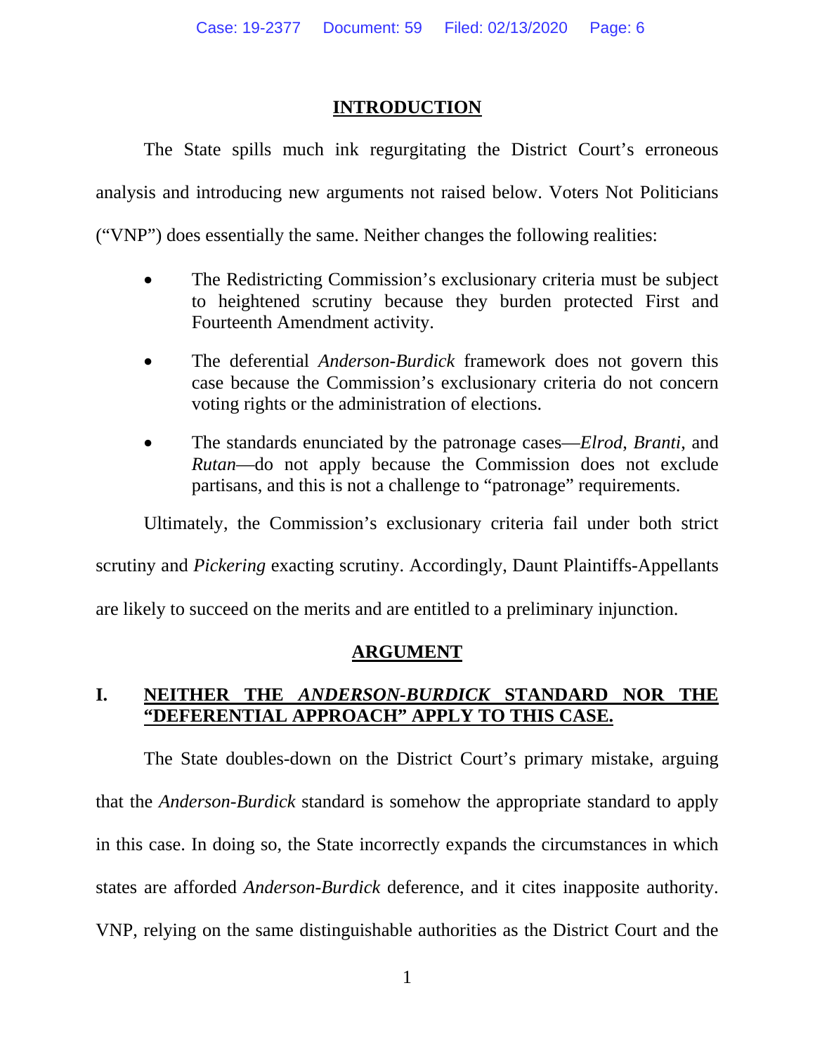## INTRODUCTION

The State spills much ink regurgitating the District Court's erroneous analysis and introducing new arguments not raised below. Voters Not Politicians ("VNP") does essentially the same. Neither changes the following realities:

- The Redistricting Commission's exclusionary criteria must be subject to heightened scrutiny because they burden protected First and Fourteenth Amendment activity.
- The deferential *Anderson-Burdick* framework does not govern this case because the Commission's exclusionary criteria do not concern voting rights or the administration of elections.
- The standards enunciated by the patronage cases—*Elrod*, *Branti*, and *Rutan*—do not apply because the Commission does not exclude partisans, and this is not a challenge to "patronage" requirements.

Ultimately, the Commission's exclusionary criteria fail under both strict scrutiny and *Pickering* exacting scrutiny. Accordingly, Daunt Plaintiffs-Appellants are likely to succeed on the merits and are entitled to a preliminary injunction.

## ARGUMENT

### I. NEITHER THE *ANDERSON-BURDICK* STANDARD NOR THE "DEFERENTIAL APPROACH" APPLY TO THIS CASE.

The State doubles-down on the District Court's primary mistake, arguing that the *Anderson-Burdick* standard is somehow the appropriate standard to apply in this case. In doing so, the State incorrectly expands the circumstances in which states are afforded *Anderson-Burdick* deference, and it cites inapposite authority. VNP, relying on the same distinguishable authorities as the District Court and the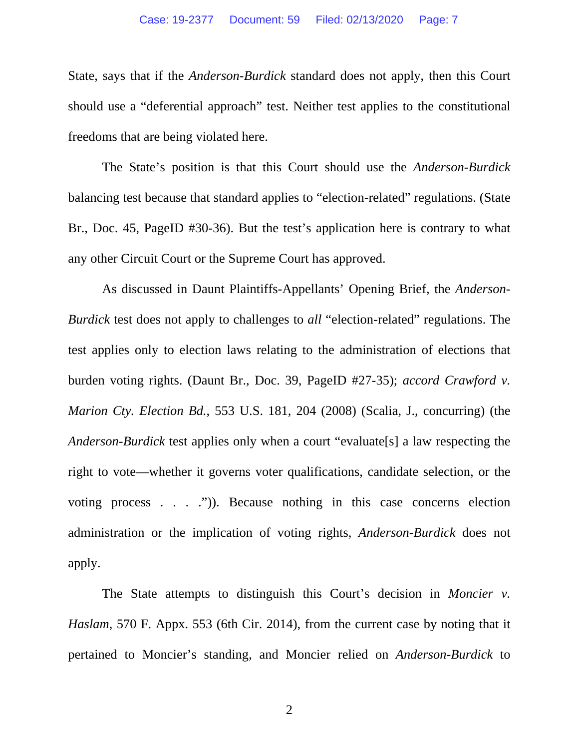State, says that if the *Anderson-Burdick* standard does not apply, then this Court should use a "deferential approach" test. Neither test applies to the constitutional freedoms that are being violated here.

The State's position is that this Court should use the *Anderson-Burdick* balancing test because that standard applies to "election-related" regulations. (State Br., Doc. 45, PageID #30-36). But the test's application here is contrary to what any other Circuit Court or the Supreme Court has approved.

As discussed in Daunt Plaintiffs-Appellants' Opening Brief, the *Anderson-Burdick* test does not apply to challenges to *all* "election-related" regulations. The test applies only to election laws relating to the administration of elections that burden voting rights. (Daunt Br., Doc. 39, PageID #27-35); *accord Crawford v. Marion Cty. Election Bd.*, 553 U.S. 181, 204 (2008) (Scalia, J., concurring) (the *Anderson-Burdick* test applies only when a court "evaluate[s] a law respecting the right to vote—whether it governs voter qualifications, candidate selection, or the voting process . . . .")). Because nothing in this case concerns election administration or the implication of voting rights, *Anderson-Burdick* does not apply.

The State attempts to distinguish this Court's decision in *Moncier v. Haslam*, 570 F. Appx. 553 (6th Cir. 2014), from the current case by noting that it pertained to Moncier's standing, and Moncier relied on *Anderson-Burdick* to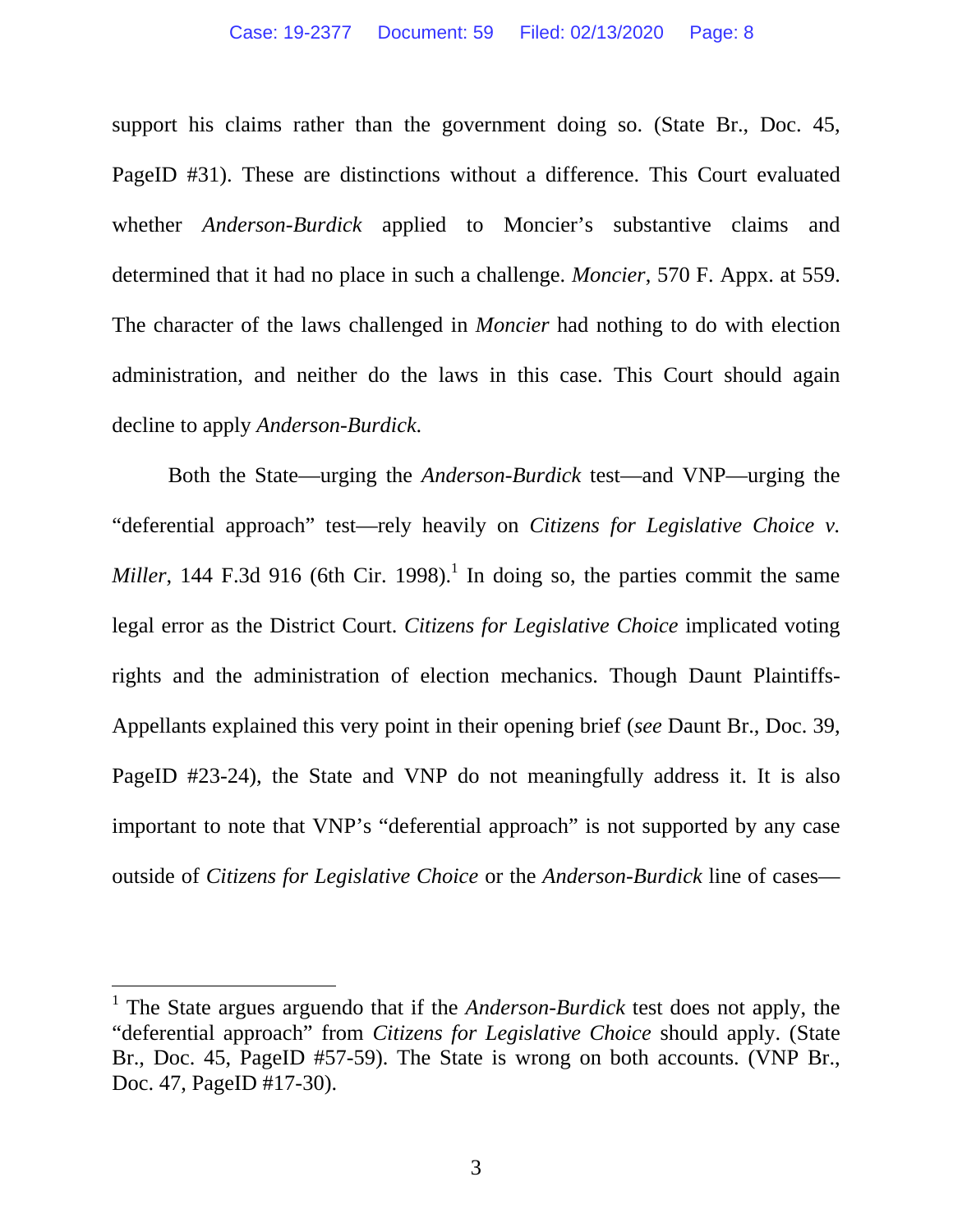support his claims rather than the government doing so. (State Br., Doc. 45, PageID #31). These are distinctions without a difference. This Court evaluated whether *Anderson-Burdick* applied to Moncier's substantive claims and determined that it had no place in such a challenge. *Moncier*, 570 F. Appx. at 559. The character of the laws challenged in *Moncier* had nothing to do with election administration, and neither do the laws in this case. This Court should again decline to apply *Anderson-Burdick.*

Both the State—urging the *Anderson-Burdick* test—and VNP—urging the "deferential approach" test—rely heavily on *Citizens for Legislative Choice v. Miller*, 144 F.3d 916 (6th Cir. 1998).[1] In doing so, the parties commit the same legal error as the District Court. *Citizens for Legislative Choice* implicated voting rights and the administration of election mechanics. Though Daunt Plaintiffs-Appellants explained this very point in their opening brief (*see* Daunt Br., Doc. 39, PageID #23-24), the State and VNP do not meaningfully address it. It is also important to note that VNP's "deferential approach" is not supported by any case outside of *Citizens for Legislative Choice* or the *Anderson-Burdick* line of cases—

---

[1] The State argues arguendo that if the *Anderson-Burdick* test does not apply, the "deferential approach" from *Citizens for Legislative Choice* should apply. (State Br., Doc. 45, PageID #57-59). The State is wrong on both accounts. (VNP Br., Doc. 47, PageID #17-30).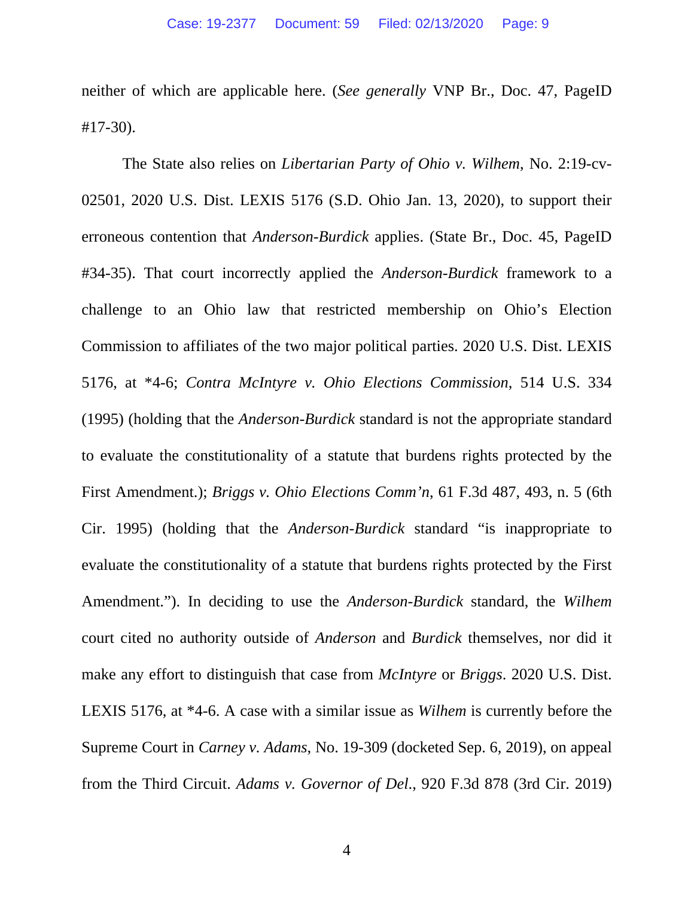neither of which are applicable here. (*See generally* VNP Br., Doc. 47, PageID #17-30).

The State also relies on *Libertarian Party of Ohio v. Wilhem*, No. 2:19-cv-02501, 2020 U.S. Dist. LEXIS 5176 (S.D. Ohio Jan. 13, 2020), to support their erroneous contention that *Anderson-Burdick* applies. (State Br., Doc. 45, PageID #34-35). That court incorrectly applied the *Anderson-Burdick* framework to a challenge to an Ohio law that restricted membership on Ohio's Election Commission to affiliates of the two major political parties. 2020 U.S. Dist. LEXIS 5176, at *4-6; *Contra McIntyre v. Ohio Elections Commission*, 514 U.S. 334 (1995) (holding that the *Anderson-Burdick* standard is not the appropriate standard to evaluate the constitutionality of a statute that burdens rights protected by the First Amendment.); *Briggs v. Ohio Elections Comm'n*, 61 F.3d 487, 493, n. 5 (6th Cir. 1995) (holding that the *Anderson-Burdick* standard "is inappropriate to evaluate the constitutionality of a statute that burdens rights protected by the First Amendment."). In deciding to use the *Anderson-Burdick* standard, the *Wilhem* court cited no authority outside of *Anderson* and *Burdick* themselves, nor did it make any effort to distinguish that case from *McIntyre* or *Briggs*. 2020 U.S. Dist. LEXIS 5176, at *4-6. A case with a similar issue as *Wilhem* is currently before the Supreme Court in *Carney v. Adams*, No. 19-309 (docketed Sep. 6, 2019), on appeal from the Third Circuit. *Adams v. Governor of Del.*, 920 F.3d 878 (3rd Cir. 2019)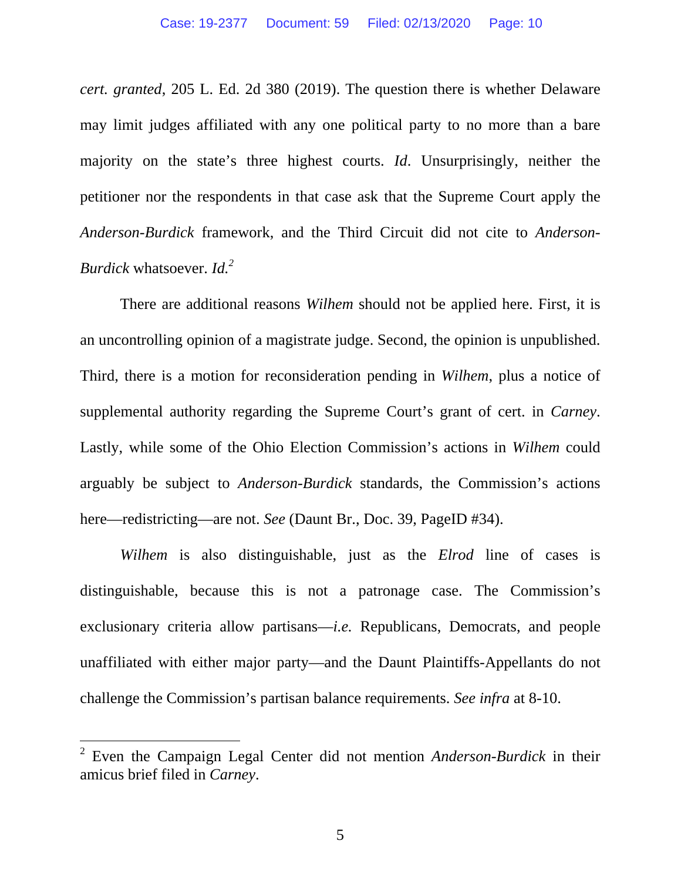*cert. granted*, 205 L. Ed. 2d 380 (2019). The question there is whether Delaware may limit judges affiliated with any one political party to no more than a bare majority on the state's three highest courts. *Id*. Unsurprisingly, neither the petitioner nor the respondents in that case ask that the Supreme Court apply the *Anderson-Burdick* framework, and the Third Circuit did not cite to *Anderson-Burdick* whatsoever. *Id.*[2]

There are additional reasons *Wilhem* should not be applied here. First, it is an uncontrolling opinion of a magistrate judge. Second, the opinion is unpublished. Third, there is a motion for reconsideration pending in *Wilhem*, plus a notice of supplemental authority regarding the Supreme Court's grant of cert. in *Carney*. Lastly, while some of the Ohio Election Commission's actions in *Wilhem* could arguably be subject to *Anderson-Burdick* standards, the Commission's actions here—redistricting—are not. *See* (Daunt Br., Doc. 39, PageID #34).

*Wilhem* is also distinguishable, just as the *Elrod* line of cases is distinguishable, because this is not a patronage case. The Commission's exclusionary criteria allow partisans—*i.e.* Republicans, Democrats, and people unaffiliated with either major party—and the Daunt Plaintiffs-Appellants do not challenge the Commission's partisan balance requirements. *See infra* at 8-10.

[2] Even the Campaign Legal Center did not mention *Anderson-Burdick* in their amicus brief filed in *Carney*.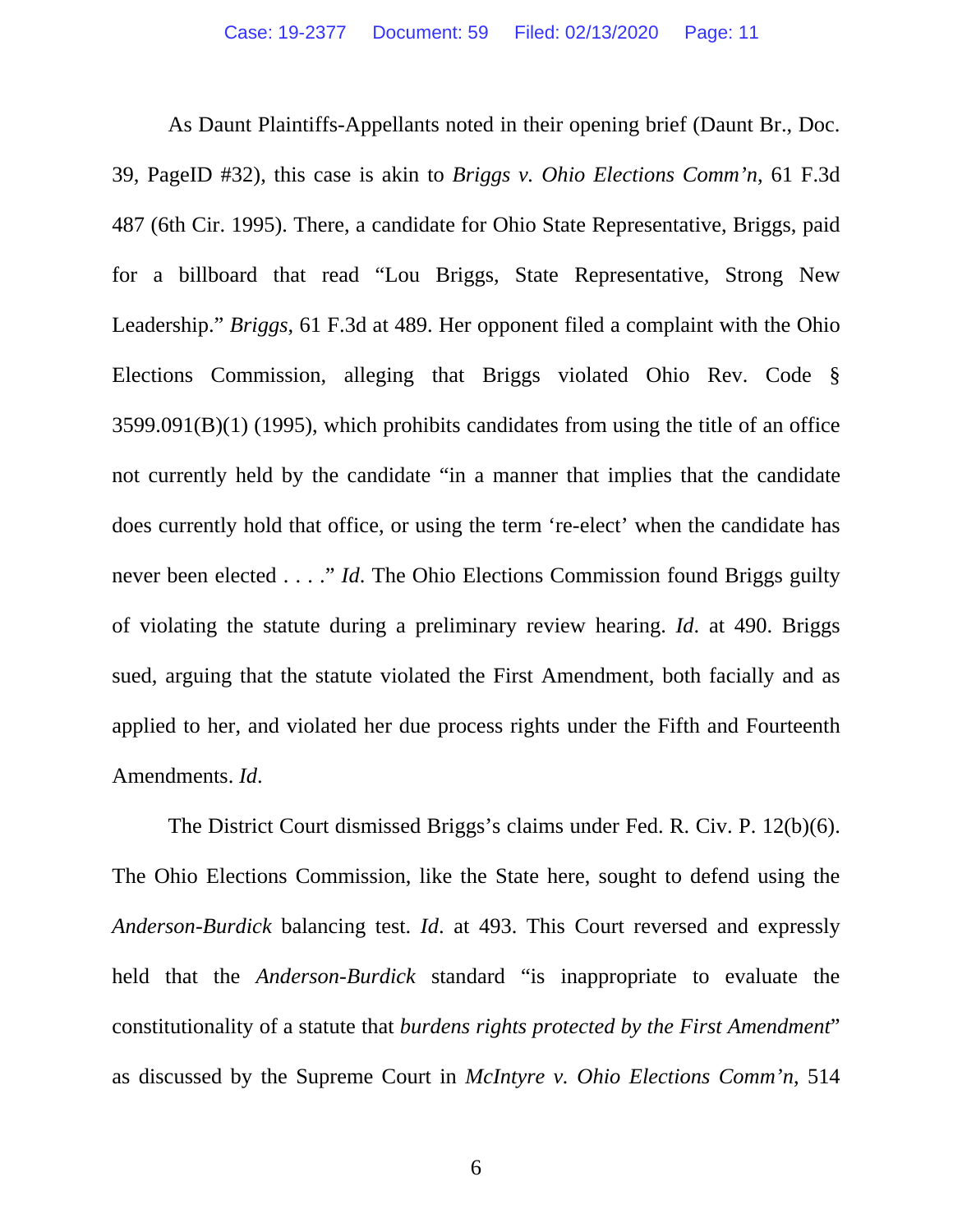As Daunt Plaintiffs-Appellants noted in their opening brief (Daunt Br., Doc. 39, PageID #32), this case is akin to *Briggs v. Ohio Elections Comm'n*, 61 F.3d 487 (6th Cir. 1995). There, a candidate for Ohio State Representative, Briggs, paid for a billboard that read "Lou Briggs, State Representative, Strong New Leadership." *Briggs*, 61 F.3d at 489. Her opponent filed a complaint with the Ohio Elections Commission, alleging that Briggs violated Ohio Rev. Code § 3599.091(B)(1) (1995), which prohibits candidates from using the title of an office not currently held by the candidate "in a manner that implies that the candidate does currently hold that office, or using the term 're-elect' when the candidate has never been elected . . . ." *Id*. The Ohio Elections Commission found Briggs guilty of violating the statute during a preliminary review hearing. *Id*. at 490. Briggs sued, arguing that the statute violated the First Amendment, both facially and as applied to her, and violated her due process rights under the Fifth and Fourteenth Amendments. *Id*.

The District Court dismissed Briggs's claims under Fed. R. Civ. P. 12(b)(6). The Ohio Elections Commission, like the State here, sought to defend using the *Anderson-Burdick* balancing test. *Id*. at 493. This Court reversed and expressly held that the *Anderson-Burdick* standard "is inappropriate to evaluate the constitutionality of a statute that *burdens rights protected by the First Amendment*" as discussed by the Supreme Court in *McIntyre v. Ohio Elections Comm'n*, 514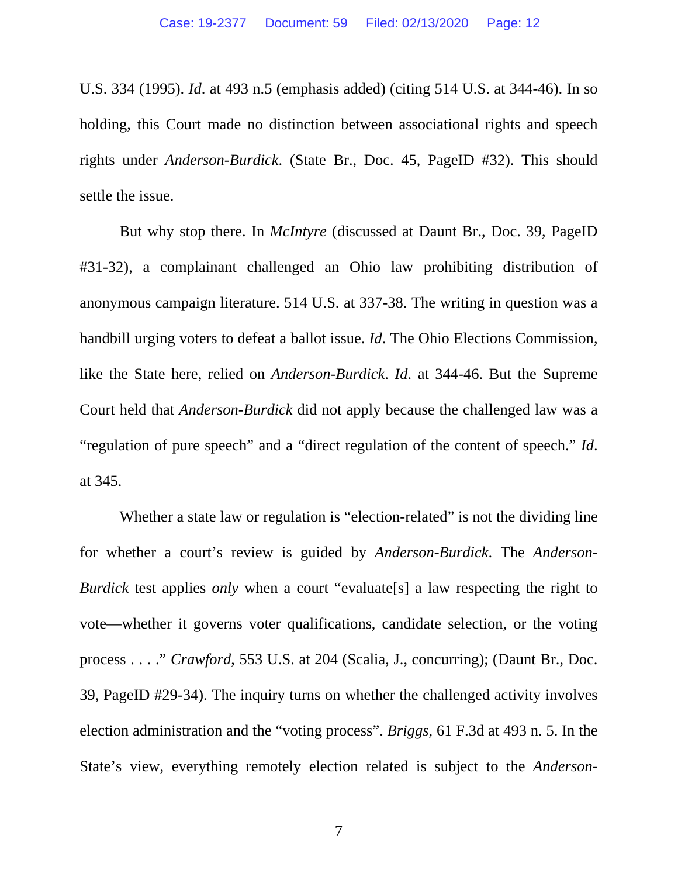U.S. 334 (1995). *Id*. at 493 n.5 (emphasis added) (citing 514 U.S. at 344-46). In so holding, this Court made no distinction between associational rights and speech rights under *Anderson-Burdick*. (State Br., Doc. 45, PageID #32). This should settle the issue.

But why stop there. In *McIntyre* (discussed at Daunt Br., Doc. 39, PageID #31-32), a complainant challenged an Ohio law prohibiting distribution of anonymous campaign literature. 514 U.S. at 337-38. The writing in question was a handbill urging voters to defeat a ballot issue. *Id*. The Ohio Elections Commission, like the State here, relied on *Anderson-Burdick*. *Id*. at 344-46. But the Supreme Court held that *Anderson-Burdick* did not apply because the challenged law was a "regulation of pure speech" and a "direct regulation of the content of speech." *Id*. at 345.

Whether a state law or regulation is "election-related" is not the dividing line for whether a court's review is guided by *Anderson-Burdick*. The *Anderson-Burdick* test applies *only* when a court "evaluate[s] a law respecting the right to vote—whether it governs voter qualifications, candidate selection, or the voting process . . . ." *Crawford*, 553 U.S. at 204 (Scalia, J., concurring); (Daunt Br., Doc. 39, PageID #29-34). The inquiry turns on whether the challenged activity involves election administration and the "voting process". *Briggs*, 61 F.3d at 493 n. 5. In the State's view, everything remotely election related is subject to the *Anderson-*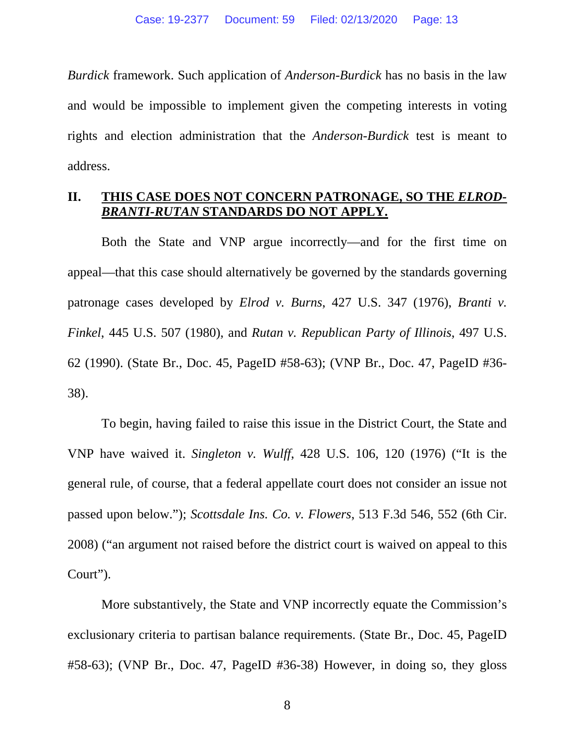*Burdick* framework. Such application of *Anderson-Burdick* has no basis in the law and would be impossible to implement given the competing interests in voting rights and election administration that the *Anderson-Burdick* test is meant to address.

## II. THIS CASE DOES NOT CONCERN PATRONAGE, SO THE *ELROD-BRANTI-RUTAN* STANDARDS DO NOT APPLY.

Both the State and VNP argue incorrectly—and for the first time on appeal—that this case should alternatively be governed by the standards governing patronage cases developed by *Elrod v. Burns*, 427 U.S. 347 (1976), *Branti v. Finkel*, 445 U.S. 507 (1980), and *Rutan v. Republican Party of Illinois*, 497 U.S. 62 (1990). (State Br., Doc. 45, PageID #58-63); (VNP Br., Doc. 47, PageID #36-38).

To begin, having failed to raise this issue in the District Court, the State and VNP have waived it. *Singleton v. Wulff*, 428 U.S. 106, 120 (1976) ("It is the general rule, of course, that a federal appellate court does not consider an issue not passed upon below."); *Scottsdale Ins. Co. v. Flowers*, 513 F.3d 546, 552 (6th Cir. 2008) ("an argument not raised before the district court is waived on appeal to this Court").

More substantively, the State and VNP incorrectly equate the Commission's exclusionary criteria to partisan balance requirements. (State Br., Doc. 45, PageID #58-63); (VNP Br., Doc. 47, PageID #36-38) However, in doing so, they gloss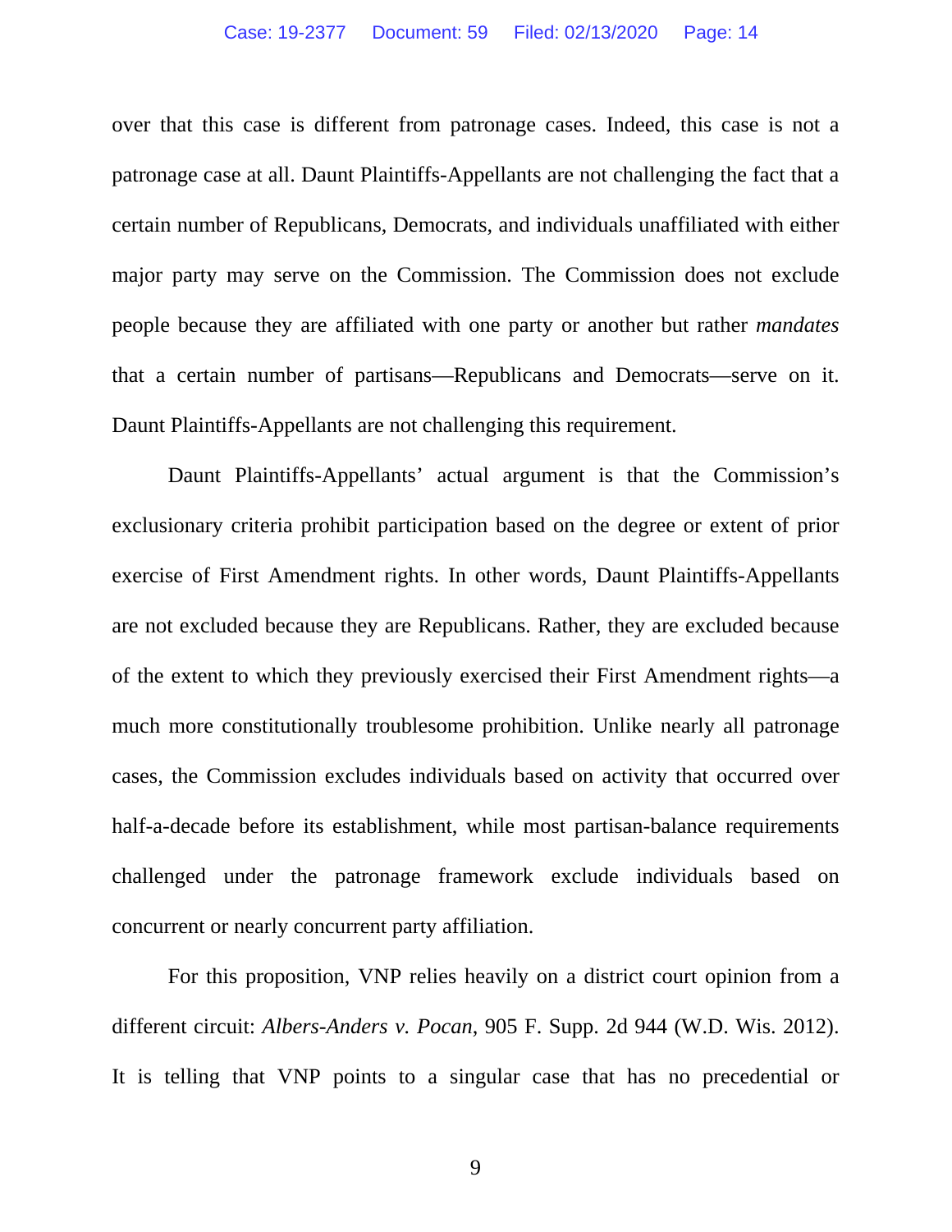over that this case is different from patronage cases. Indeed, this case is not a patronage case at all. Daunt Plaintiffs-Appellants are not challenging the fact that a certain number of Republicans, Democrats, and individuals unaffiliated with either major party may serve on the Commission. The Commission does not exclude people because they are affiliated with one party or another but rather *mandates* that a certain number of partisans—Republicans and Democrats—serve on it. Daunt Plaintiffs-Appellants are not challenging this requirement.

Daunt Plaintiffs-Appellants' actual argument is that the Commission's exclusionary criteria prohibit participation based on the degree or extent of prior exercise of First Amendment rights. In other words, Daunt Plaintiffs-Appellants are not excluded because they are Republicans. Rather, they are excluded because of the extent to which they previously exercised their First Amendment rights—a much more constitutionally troublesome prohibition. Unlike nearly all patronage cases, the Commission excludes individuals based on activity that occurred over half-a-decade before its establishment, while most partisan-balance requirements challenged under the patronage framework exclude individuals based on concurrent or nearly concurrent party affiliation.

For this proposition, VNP relies heavily on a district court opinion from a different circuit: *Albers-Anders v. Pocan*, 905 F. Supp. 2d 944 (W.D. Wis. 2012). It is telling that VNP points to a singular case that has no precedential or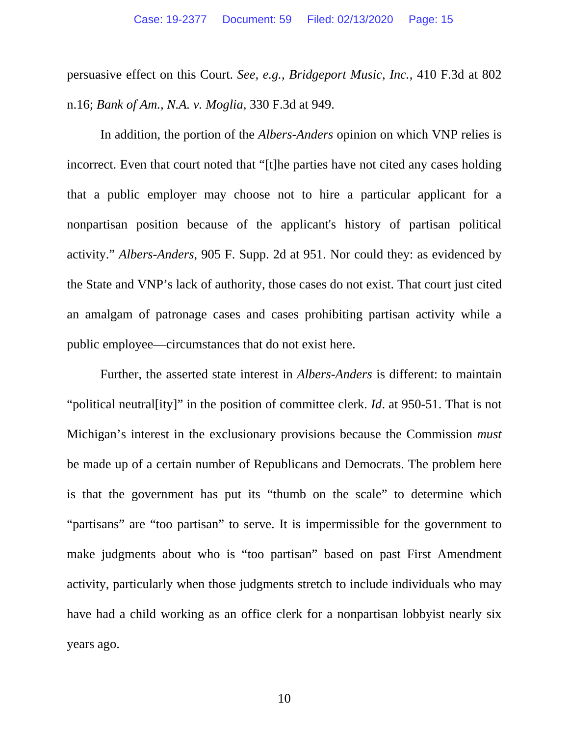persuasive effect on this Court. *See, e.g.*, *Bridgeport Music, Inc.*, 410 F.3d at 802 n.16; *Bank of Am., N.A. v. Moglia*, 330 F.3d at 949.

In addition, the portion of the *Albers-Anders* opinion on which VNP relies is incorrect. Even that court noted that "[t]he parties have not cited any cases holding that a public employer may choose not to hire a particular applicant for a nonpartisan position because of the applicant's history of partisan political activity." *Albers-Anders*, 905 F. Supp. 2d at 951. Nor could they: as evidenced by the State and VNP's lack of authority, those cases do not exist. That court just cited an amalgam of patronage cases and cases prohibiting partisan activity while a public employee—circumstances that do not exist here.

Further, the asserted state interest in *Albers-Anders* is different: to maintain "political neutral[ity]" in the position of committee clerk. *Id*. at 950-51. That is not Michigan's interest in the exclusionary provisions because the Commission *must* be made up of a certain number of Republicans and Democrats. The problem here is that the government has put its "thumb on the scale" to determine which "partisans" are "too partisan" to serve. It is impermissible for the government to make judgments about who is "too partisan" based on past First Amendment activity, particularly when those judgments stretch to include individuals who may have had a child working as an office clerk for a nonpartisan lobbyist nearly six years ago.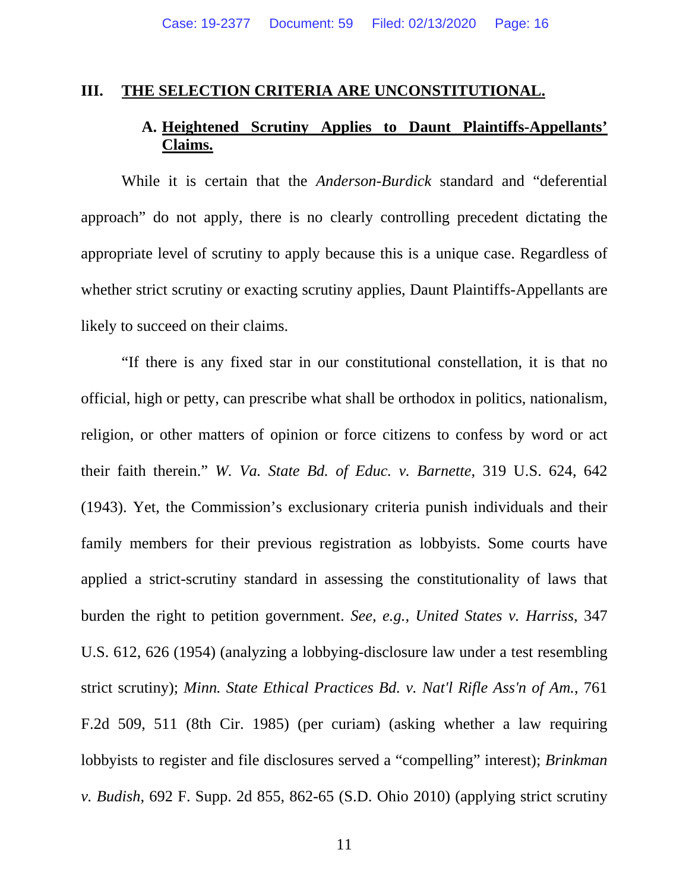## III. THE SELECTION CRITERIA ARE UNCONSTITUTIONAL.

### A. Heightened Scrutiny Applies to Daunt Plaintiffs-Appellants' Claims.

While it is certain that the *Anderson-Burdick* standard and "deferential approach" do not apply, there is no clearly controlling precedent dictating the appropriate level of scrutiny to apply because this is a unique case. Regardless of whether strict scrutiny or exacting scrutiny applies, Daunt Plaintiffs-Appellants are likely to succeed on their claims.

"If there is any fixed star in our constitutional constellation, it is that no official, high or petty, can prescribe what shall be orthodox in politics, nationalism, religion, or other matters of opinion or force citizens to confess by word or act their faith therein." *W. Va. State Bd. of Educ. v. Barnette*, 319 U.S. 624, 642 (1943). Yet, the Commission's exclusionary criteria punish individuals and their family members for their previous registration as lobbyists. Some courts have applied a strict-scrutiny standard in assessing the constitutionality of laws that burden the right to petition government. *See, e.g.*, *United States v. Harriss*, 347 U.S. 612, 626 (1954) (analyzing a lobbying-disclosure law under a test resembling strict scrutiny); *Minn. State Ethical Practices Bd. v. Nat'l Rifle Ass'n of Am.*, 761 F.2d 509, 511 (8th Cir. 1985) (per curiam) (asking whether a law requiring lobbyists to register and file disclosures served a "compelling" interest); *Brinkman v. Budish*, 692 F. Supp. 2d 855, 862-65 (S.D. Ohio 2010) (applying strict scrutiny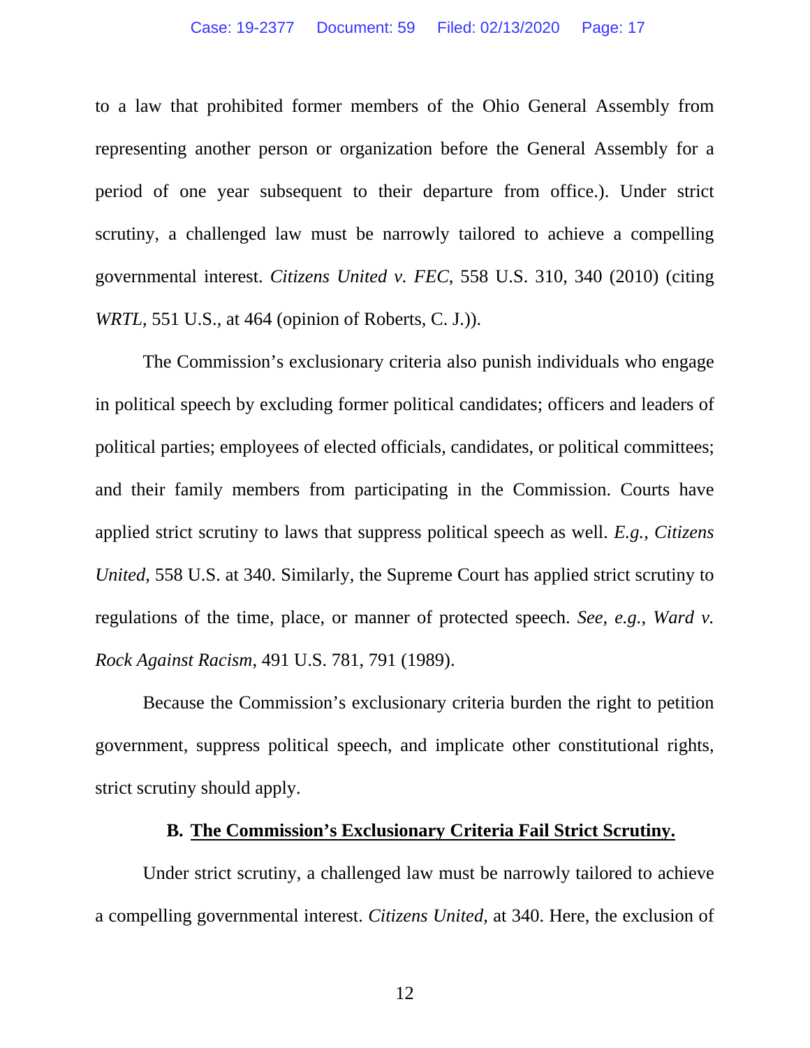to a law that prohibited former members of the Ohio General Assembly from representing another person or organization before the General Assembly for a period of one year subsequent to their departure from office.). Under strict scrutiny, a challenged law must be narrowly tailored to achieve a compelling governmental interest. *Citizens United v. FEC*, 558 U.S. 310, 340 (2010) (citing *WRTL*, 551 U.S., at 464 (opinion of Roberts, C. J.)).

The Commission's exclusionary criteria also punish individuals who engage in political speech by excluding former political candidates; officers and leaders of political parties; employees of elected officials, candidates, or political committees; and their family members from participating in the Commission. Courts have applied strict scrutiny to laws that suppress political speech as well. *E.g.*, *Citizens United*, 558 U.S. at 340. Similarly, the Supreme Court has applied strict scrutiny to regulations of the time, place, or manner of protected speech. *See, e.g.*, *Ward v. Rock Against Racism*, 491 U.S. 781, 791 (1989).

Because the Commission's exclusionary criteria burden the right to petition government, suppress political speech, and implicate other constitutional rights, strict scrutiny should apply.

### B. <u>The Commission's Exclusionary Criteria Fail Strict Scrutiny.</u>

Under strict scrutiny, a challenged law must be narrowly tailored to achieve a compelling governmental interest. *Citizens United*, at 340. Here, the exclusion of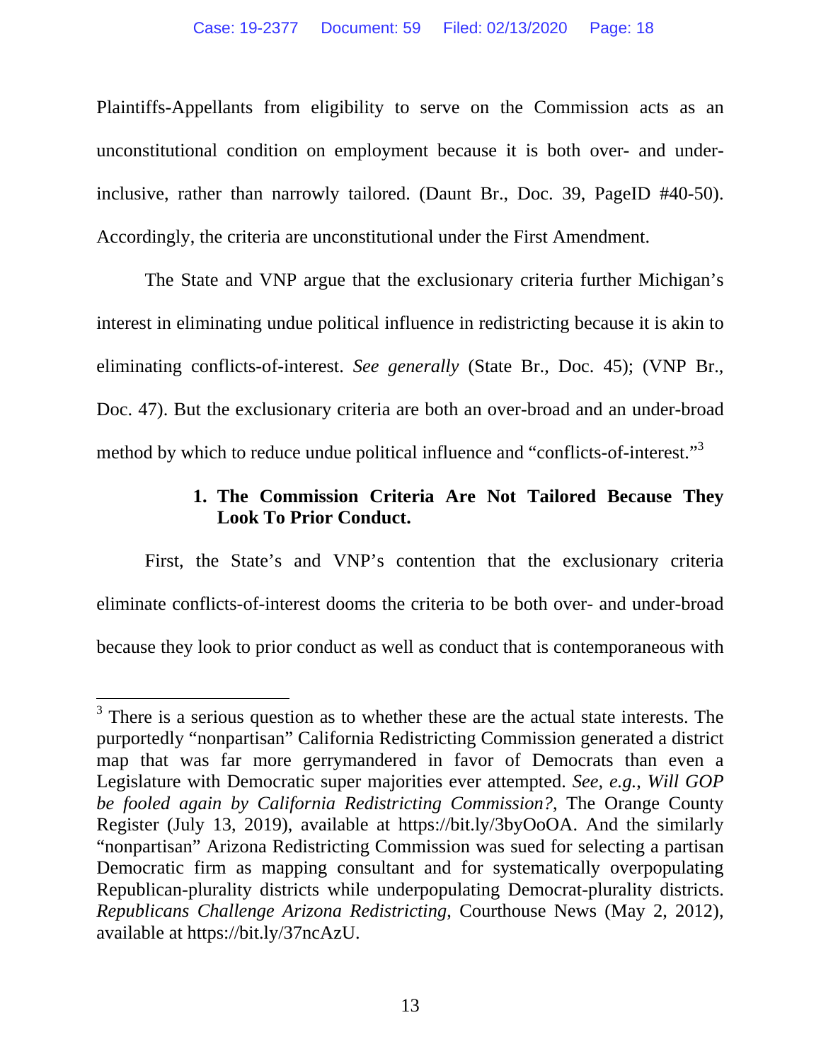Plaintiffs-Appellants from eligibility to serve on the Commission acts as an unconstitutional condition on employment because it is both over- and under-inclusive, rather than narrowly tailored. (Daunt Br., Doc. 39, PageID #40-50). Accordingly, the criteria are unconstitutional under the First Amendment.

The State and VNP argue that the exclusionary criteria further Michigan's interest in eliminating undue political influence in redistricting because it is akin to eliminating conflicts-of-interest. *See generally* (State Br., Doc. 45); (VNP Br., Doc. 47). But the exclusionary criteria are both an over-broad and an under-broad method by which to reduce undue political influence and "conflicts-of-interest."[3]

**1. The Commission Criteria Are Not Tailored Because They Look To Prior Conduct.**

First, the State's and VNP's contention that the exclusionary criteria eliminate conflicts-of-interest dooms the criteria to be both over- and under-broad because they look to prior conduct as well as conduct that is contemporaneous with

[3] There is a serious question as to whether these are the actual state interests. The purportedly "nonpartisan" California Redistricting Commission generated a district map that was far more gerrymandered in favor of Democrats than even a Legislature with Democratic super majorities ever attempted. *See, e.g.*, *Will GOP be fooled again by California Redistricting Commission?*, The Orange County Register (July 13, 2019), available at https://bit.ly/3byOoOA. And the similarly "nonpartisan" Arizona Redistricting Commission was sued for selecting a partisan Democratic firm as mapping consultant and for systematically overpopulating Republican-plurality districts while underpopulating Democrat-plurality districts. *Republicans Challenge Arizona Redistricting*, Courthouse News (May 2, 2012), available at https://bit.ly/37ncAzU.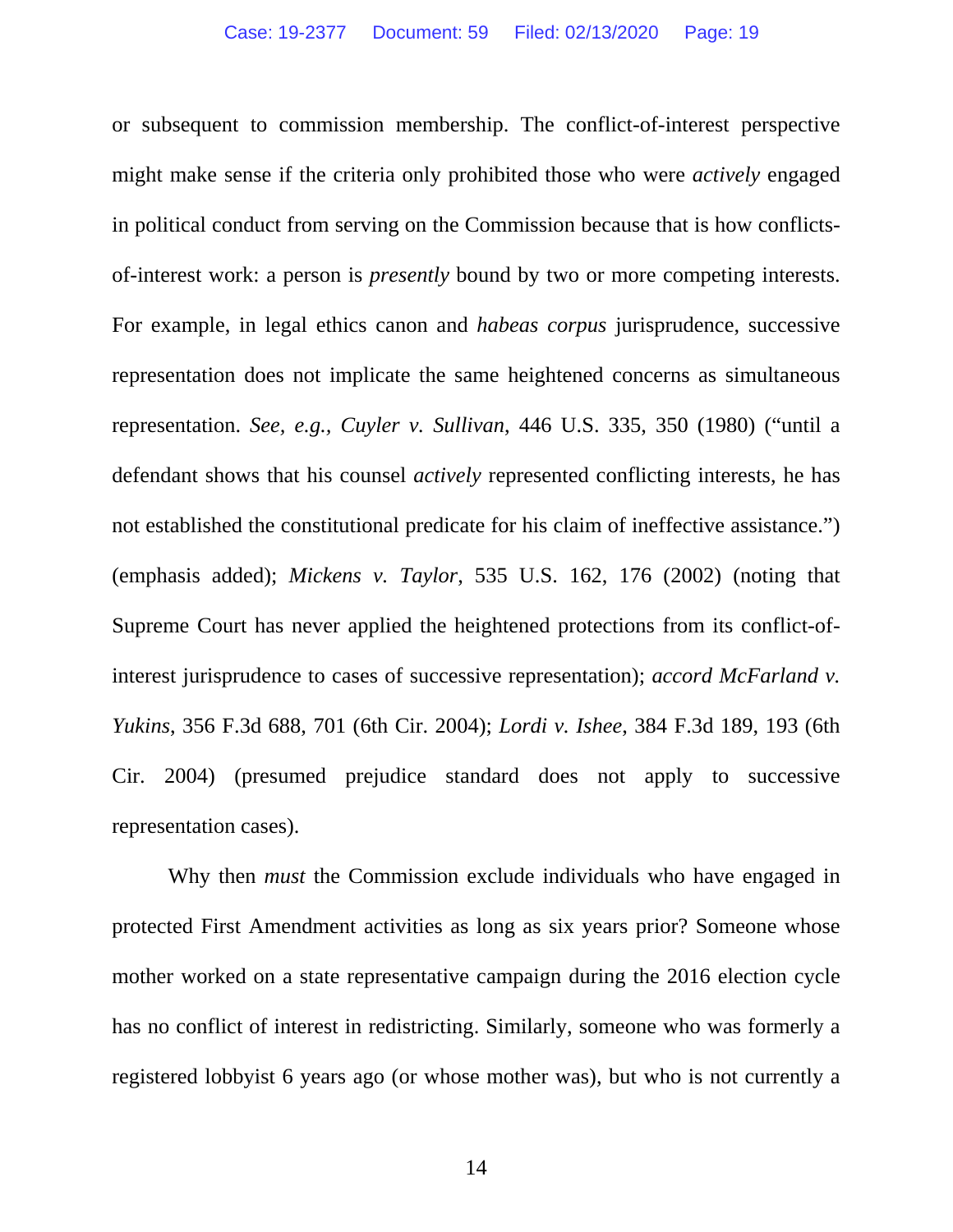or subsequent to commission membership. The conflict-of-interest perspective might make sense if the criteria only prohibited those who were *actively* engaged in political conduct from serving on the Commission because that is how conflicts-of-interest work: a person is *presently* bound by two or more competing interests. For example, in legal ethics canon and *habeas corpus* jurisprudence, successive representation does not implicate the same heightened concerns as simultaneous representation. *See, e.g.*, *Cuyler v. Sullivan*, 446 U.S. 335, 350 (1980) ("until a defendant shows that his counsel *actively* represented conflicting interests, he has not established the constitutional predicate for his claim of ineffective assistance.") (emphasis added); *Mickens v. Taylor*, 535 U.S. 162, 176 (2002) (noting that Supreme Court has never applied the heightened protections from its conflict-of-interest jurisprudence to cases of successive representation); *accord McFarland v. Yukins*, 356 F.3d 688, 701 (6th Cir. 2004); *Lordi v. Ishee*, 384 F.3d 189, 193 (6th Cir. 2004) (presumed prejudice standard does not apply to successive representation cases).

Why then *must* the Commission exclude individuals who have engaged in protected First Amendment activities as long as six years prior? Someone whose mother worked on a state representative campaign during the 2016 election cycle has no conflict of interest in redistricting. Similarly, someone who was formerly a registered lobbyist 6 years ago (or whose mother was), but who is not currently a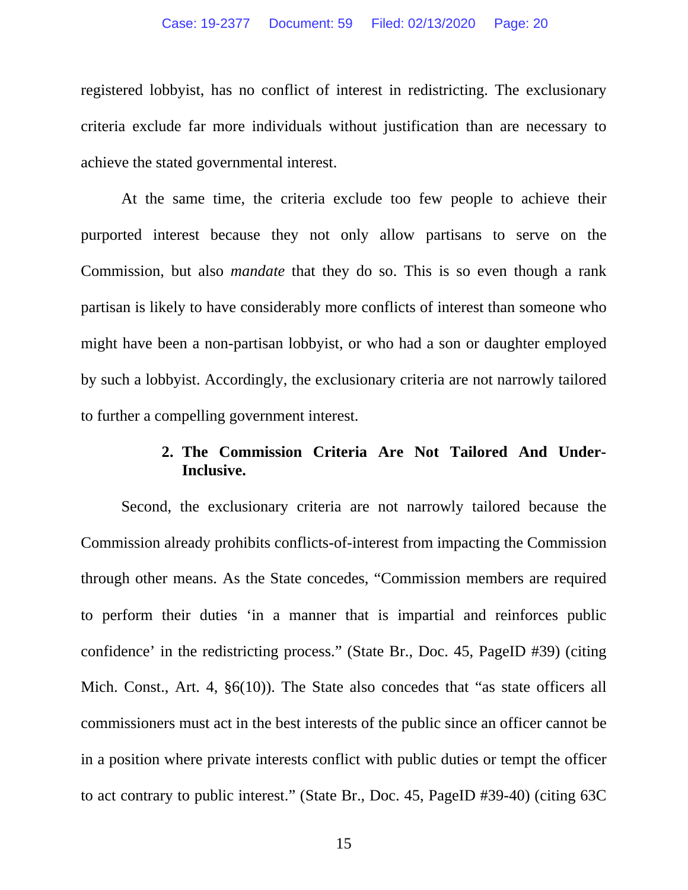registered lobbyist, has no conflict of interest in redistricting. The exclusionary criteria exclude far more individuals without justification than are necessary to achieve the stated governmental interest.

At the same time, the criteria exclude too few people to achieve their purported interest because they not only allow partisans to serve on the Commission, but also *mandate* that they do so. This is so even though a rank partisan is likely to have considerably more conflicts of interest than someone who might have been a non-partisan lobbyist, or who had a son or daughter employed by such a lobbyist. Accordingly, the exclusionary criteria are not narrowly tailored to further a compelling government interest.

### 2. The Commission Criteria Are Not Tailored And Under-Inclusive.

Second, the exclusionary criteria are not narrowly tailored because the Commission already prohibits conflicts-of-interest from impacting the Commission through other means. As the State concedes, "Commission members are required to perform their duties 'in a manner that is impartial and reinforces public confidence' in the redistricting process." (State Br., Doc. 45, PageID #39) (citing Mich. Const., Art. 4, §6(10)). The State also concedes that "as state officers all commissioners must act in the best interests of the public since an officer cannot be in a position where private interests conflict with public duties or tempt the officer to act contrary to public interest." (State Br., Doc. 45, PageID #39-40) (citing 63C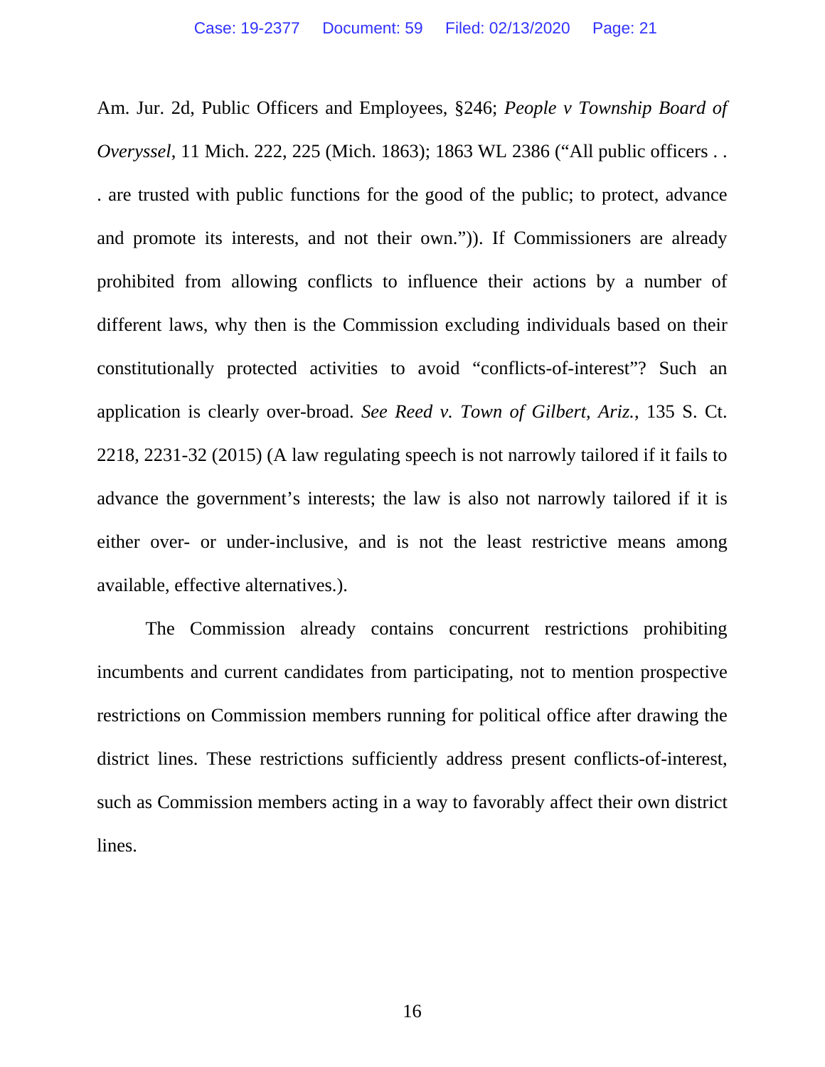Am. Jur. 2d, Public Officers and Employees, §246; *People v Township Board of Overyssel*, 11 Mich. 222, 225 (Mich. 1863); 1863 WL 2386 ("All public officers . . . are trusted with public functions for the good of the public; to protect, advance and promote its interests, and not their own.")). If Commissioners are already prohibited from allowing conflicts to influence their actions by a number of different laws, why then is the Commission excluding individuals based on their constitutionally protected activities to avoid "conflicts-of-interest"? Such an application is clearly over-broad. *See Reed v. Town of Gilbert, Ariz.*, 135 S. Ct. 2218, 2231-32 (2015) (A law regulating speech is not narrowly tailored if it fails to advance the government's interests; the law is also not narrowly tailored if it is either over- or under-inclusive, and is not the least restrictive means among available, effective alternatives.).

The Commission already contains concurrent restrictions prohibiting incumbents and current candidates from participating, not to mention prospective restrictions on Commission members running for political office after drawing the district lines. These restrictions sufficiently address present conflicts-of-interest, such as Commission members acting in a way to favorably affect their own district lines.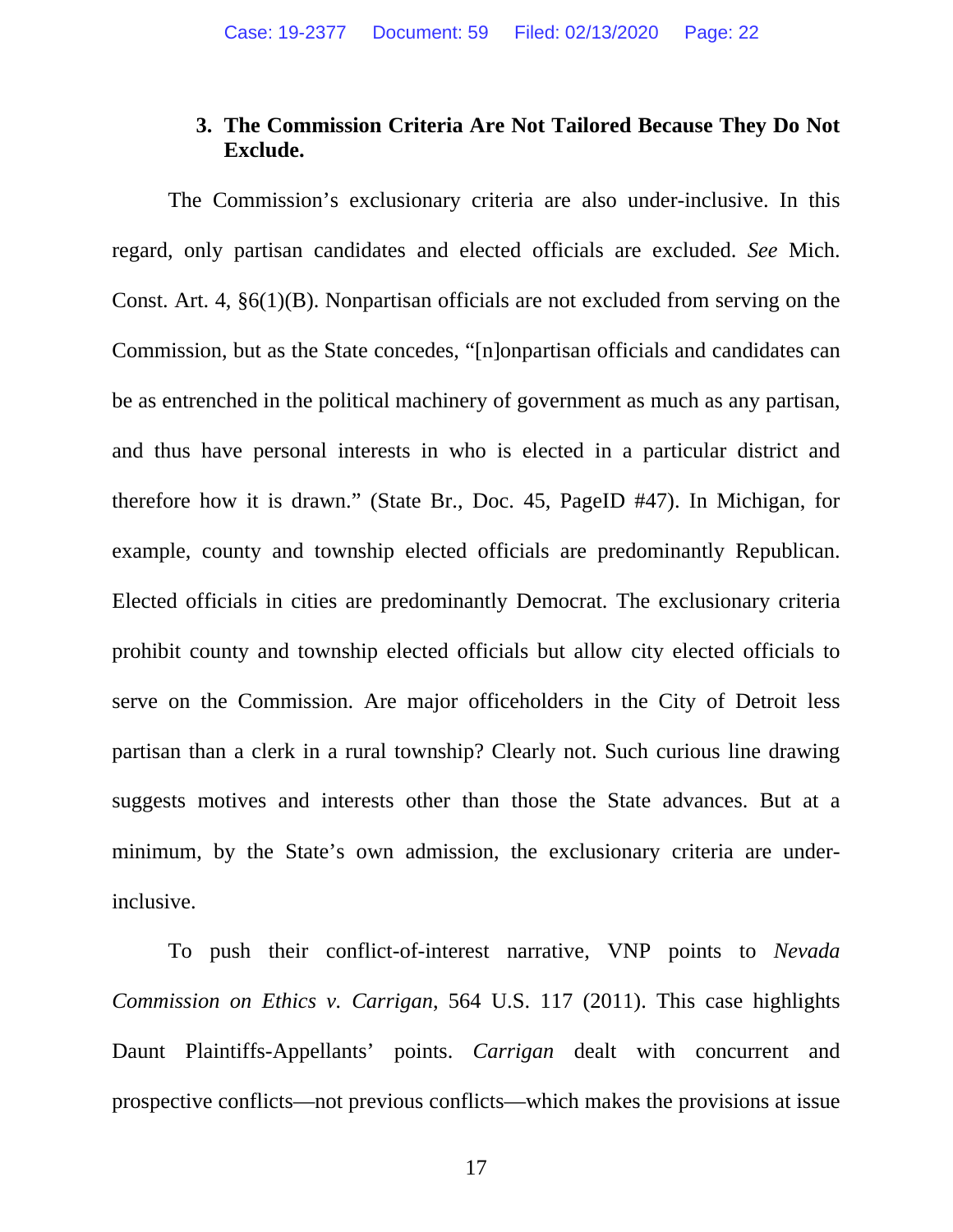### 3. The Commission Criteria Are Not Tailored Because They Do Not Exclude.

The Commission's exclusionary criteria are also under-inclusive. In this regard, only partisan candidates and elected officials are excluded. *See* Mich. Const. Art. 4, §6(1)(B). Nonpartisan officials are not excluded from serving on the Commission, but as the State concedes, "[n]onpartisan officials and candidates can be as entrenched in the political machinery of government as much as any partisan, and thus have personal interests in who is elected in a particular district and therefore how it is drawn." (State Br., Doc. 45, PageID #47). In Michigan, for example, county and township elected officials are predominantly Republican. Elected officials in cities are predominantly Democrat. The exclusionary criteria prohibit county and township elected officials but allow city elected officials to serve on the Commission. Are major officeholders in the City of Detroit less partisan than a clerk in a rural township? Clearly not. Such curious line drawing suggests motives and interests other than those the State advances. But at a minimum, by the State's own admission, the exclusionary criteria are under-inclusive.

To push their conflict-of-interest narrative, VNP points to *Nevada Commission on Ethics v. Carrigan*, 564 U.S. 117 (2011). This case highlights Daunt Plaintiffs-Appellants' points. *Carrigan* dealt with concurrent and prospective conflicts—not previous conflicts—which makes the provisions at issue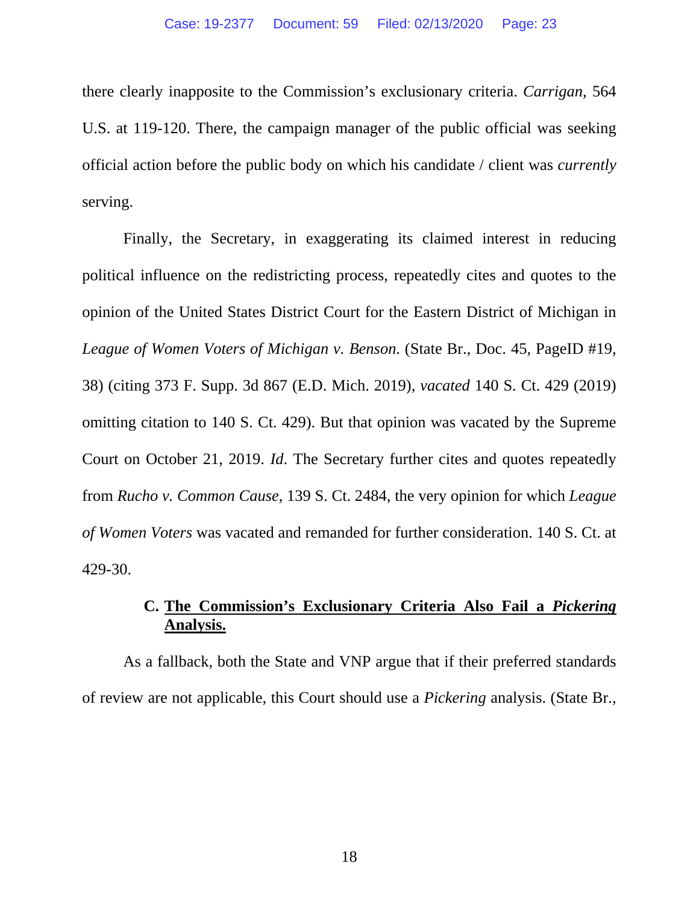there clearly inapposite to the Commission's exclusionary criteria. *Carrigan*, 564 U.S. at 119-120. There, the campaign manager of the public official was seeking official action before the public body on which his candidate / client was *currently* serving.

Finally, the Secretary, in exaggerating its claimed interest in reducing political influence on the redistricting process, repeatedly cites and quotes to the opinion of the United States District Court for the Eastern District of Michigan in *League of Women Voters of Michigan v. Benson*. (State Br., Doc. 45, PageID #19, 38) (citing 373 F. Supp. 3d 867 (E.D. Mich. 2019), *vacated* 140 S. Ct. 429 (2019) omitting citation to 140 S. Ct. 429). But that opinion was vacated by the Supreme Court on October 21, 2019. *Id*. The Secretary further cites and quotes repeatedly from *Rucho v. Common Cause*, 139 S. Ct. 2484, the very opinion for which *League of Women Voters* was vacated and remanded for further consideration. 140 S. Ct. at 429-30.

### C. The Commission's Exclusionary Criteria Also Fail a *Pickering* Analysis.

As a fallback, both the State and VNP argue that if their preferred standards of review are not applicable, this Court should use a *Pickering* analysis. (State Br.,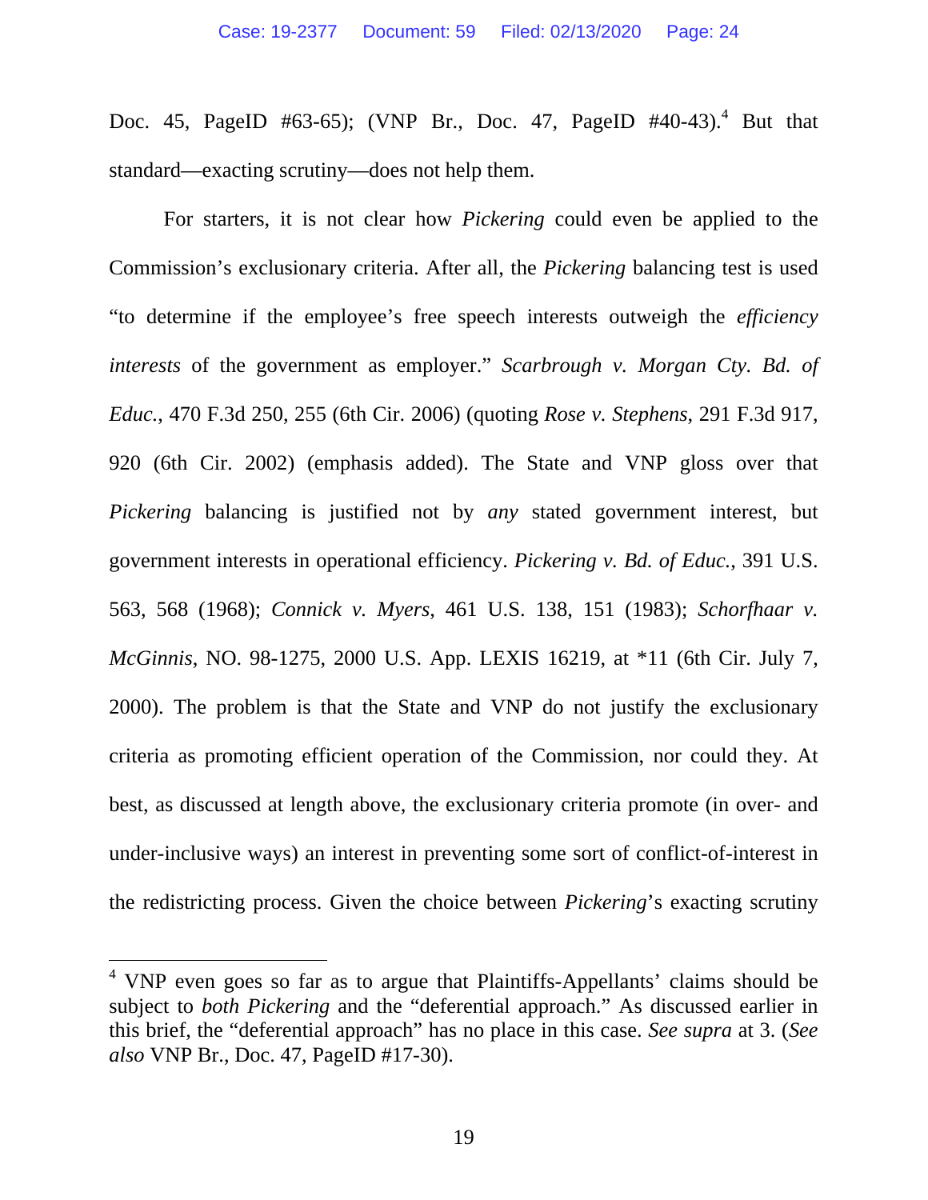Doc. 45, PageID #63-65); (VNP Br., Doc. 47, PageID #40-43).[4] But that standard—exacting scrutiny—does not help them.

For starters, it is not clear how *Pickering* could even be applied to the Commission's exclusionary criteria. After all, the *Pickering* balancing test is used "to determine if the employee's free speech interests outweigh the *efficiency interests* of the government as employer." *Scarbrough v. Morgan Cty. Bd. of Educ.*, 470 F.3d 250, 255 (6th Cir. 2006) (quoting *Rose v. Stephens*, 291 F.3d 917, 920 (6th Cir. 2002) (emphasis added). The State and VNP gloss over that *Pickering* balancing is justified not by *any* stated government interest, but government interests in operational efficiency. *Pickering v. Bd. of Educ.*, 391 U.S. 563, 568 (1968); *Connick v. Myers*, 461 U.S. 138, 151 (1983); *Schorfhaar v. McGinnis*, NO. 98-1275, 2000 U.S. App. LEXIS 16219, at *11 (6th Cir. July 7, 2000). The problem is that the State and VNP do not justify the exclusionary criteria as promoting efficient operation of the Commission, nor could they. At best, as discussed at length above, the exclusionary criteria promote (in over- and under-inclusive ways) an interest in preventing some sort of conflict-of-interest in the redistricting process. Given the choice between *Pickering*'s exacting scrutiny

---

[4] VNP even goes so far as to argue that Plaintiffs-Appellants' claims should be subject to *both Pickering* and the "deferential approach." As discussed earlier in this brief, the "deferential approach" has no place in this case. *See supra* at 3. (*See also* VNP Br., Doc. 47, PageID #17-30).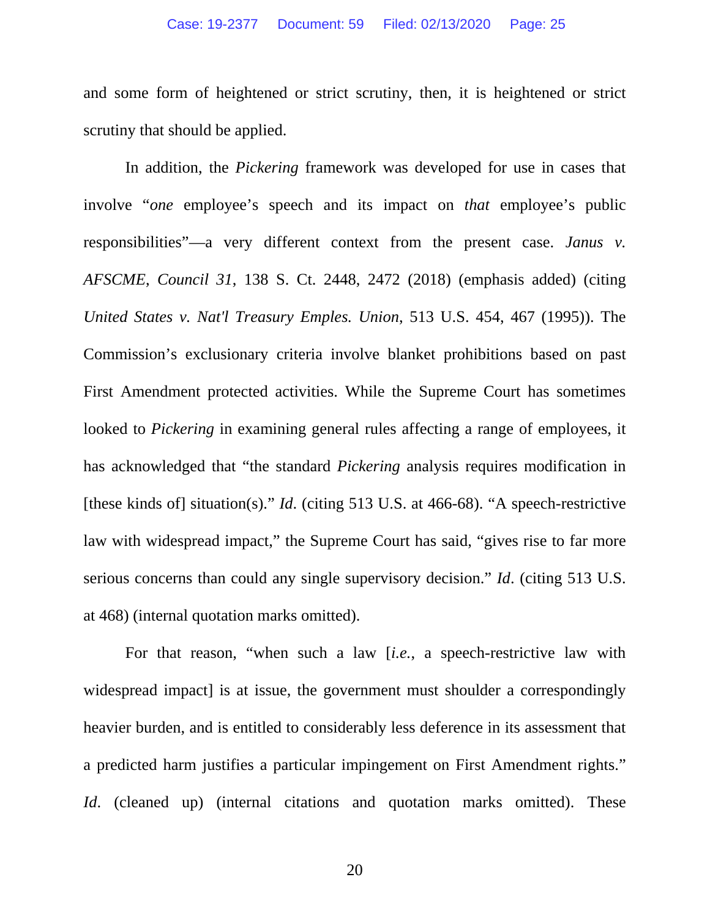and some form of heightened or strict scrutiny, then, it is heightened or strict scrutiny that should be applied.

In addition, the *Pickering* framework was developed for use in cases that involve "*one* employee's speech and its impact on *that* employee's public responsibilities"—a very different context from the present case. *Janus v. AFSCME*, *Council 31*, 138 S. Ct. 2448, 2472 (2018) (emphasis added) (citing *United States v. Nat'l Treasury Emples. Union*, 513 U.S. 454, 467 (1995)). The Commission's exclusionary criteria involve blanket prohibitions based on past First Amendment protected activities. While the Supreme Court has sometimes looked to *Pickering* in examining general rules affecting a range of employees, it has acknowledged that "the standard *Pickering* analysis requires modification in [these kinds of] situation(s)." *Id*. (citing 513 U.S. at 466-68). "A speech-restrictive law with widespread impact," the Supreme Court has said, "gives rise to far more serious concerns than could any single supervisory decision." *Id*. (citing 513 U.S. at 468) (internal quotation marks omitted).

For that reason, "when such a law [*i.e.*, a speech-restrictive law with widespread impact] is at issue, the government must shoulder a correspondingly heavier burden, and is entitled to considerably less deference in its assessment that a predicted harm justifies a particular impingement on First Amendment rights." *Id*. (cleaned up) (internal citations and quotation marks omitted). These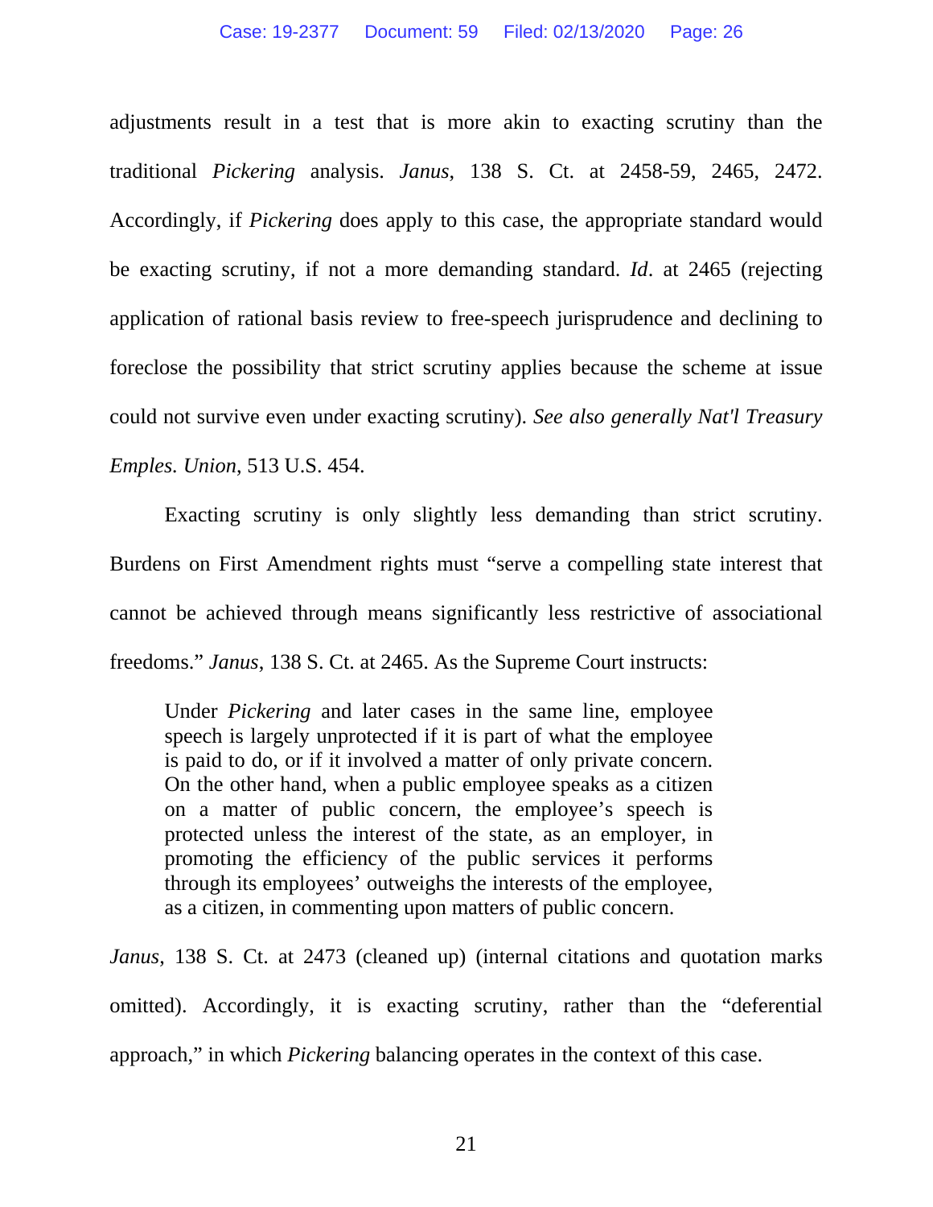adjustments result in a test that is more akin to exacting scrutiny than the traditional *Pickering* analysis. *Janus*, 138 S. Ct. at 2458-59, 2465, 2472. Accordingly, if *Pickering* does apply to this case, the appropriate standard would be exacting scrutiny, if not a more demanding standard. *Id*. at 2465 (rejecting application of rational basis review to free-speech jurisprudence and declining to foreclose the possibility that strict scrutiny applies because the scheme at issue could not survive even under exacting scrutiny). *See also generally Nat'l Treasury Emples. Union*, 513 U.S. 454.

Exacting scrutiny is only slightly less demanding than strict scrutiny. Burdens on First Amendment rights must "serve a compelling state interest that cannot be achieved through means significantly less restrictive of associational freedoms." *Janus*, 138 S. Ct. at 2465. As the Supreme Court instructs:

> Under *Pickering* and later cases in the same line, employee speech is largely unprotected if it is part of what the employee is paid to do, or if it involved a matter of only private concern. On the other hand, when a public employee speaks as a citizen on a matter of public concern, the employee's speech is protected unless the interest of the state, as an employer, in promoting the efficiency of the public services it performs through its employees' outweighs the interests of the employee, as a citizen, in commenting upon matters of public concern.

*Janus*, 138 S. Ct. at 2473 (cleaned up) (internal citations and quotation marks omitted). Accordingly, it is exacting scrutiny, rather than the "deferential approach," in which *Pickering* balancing operates in the context of this case.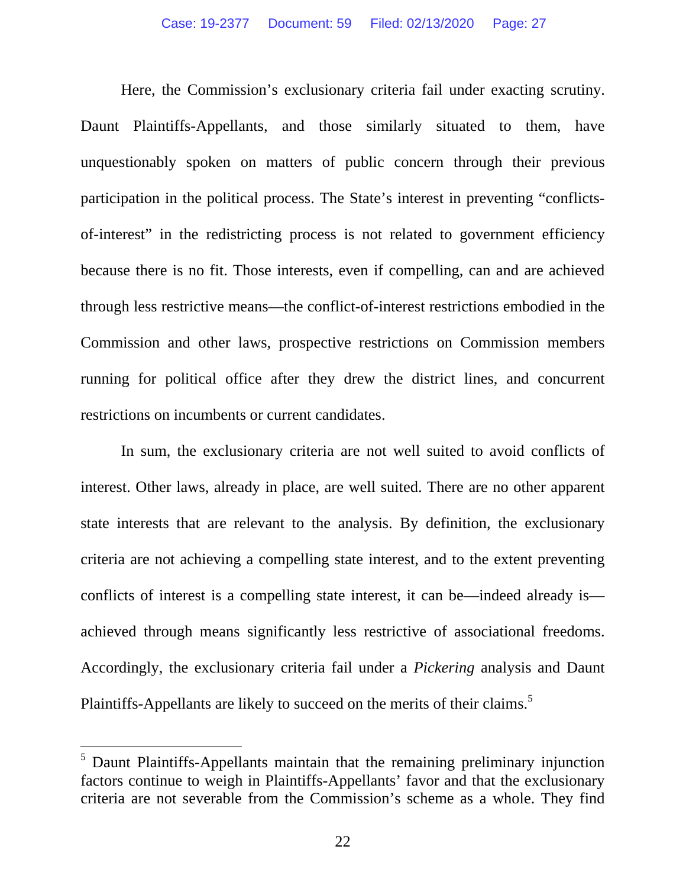Here, the Commission's exclusionary criteria fail under exacting scrutiny. Daunt Plaintiffs-Appellants, and those similarly situated to them, have unquestionably spoken on matters of public concern through their previous participation in the political process. The State's interest in preventing "conflicts-of-interest" in the redistricting process is not related to government efficiency because there is no fit. Those interests, even if compelling, can and are achieved through less restrictive means—the conflict-of-interest restrictions embodied in the Commission and other laws, prospective restrictions on Commission members running for political office after they drew the district lines, and concurrent restrictions on incumbents or current candidates.

In sum, the exclusionary criteria are not well suited to avoid conflicts of interest. Other laws, already in place, are well suited. There are no other apparent state interests that are relevant to the analysis. By definition, the exclusionary criteria are not achieving a compelling state interest, and to the extent preventing conflicts of interest is a compelling state interest, it can be—indeed already is—achieved through means significantly less restrictive of associational freedoms. Accordingly, the exclusionary criteria fail under a *Pickering* analysis and Daunt Plaintiffs-Appellants are likely to succeed on the merits of their claims.[5]

---

[5] Daunt Plaintiffs-Appellants maintain that the remaining preliminary injunction factors continue to weigh in Plaintiffs-Appellants' favor and that the exclusionary criteria are not severable from the Commission's scheme as a whole. They find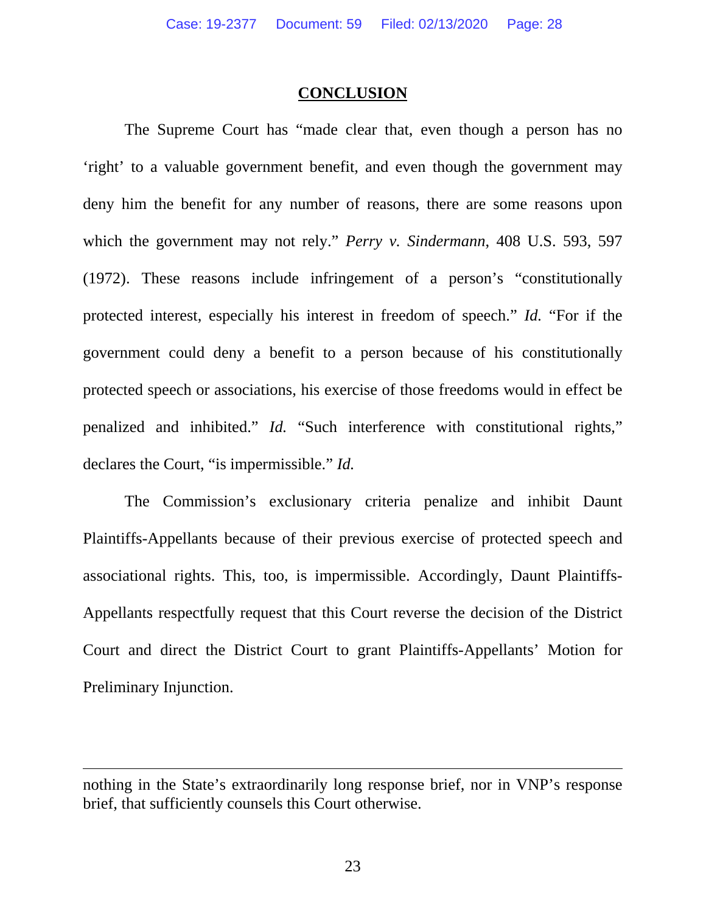## CONCLUSION

The Supreme Court has "made clear that, even though a person has no 'right' to a valuable government benefit, and even though the government may deny him the benefit for any number of reasons, there are some reasons upon which the government may not rely." *Perry v. Sindermann*, 408 U.S. 593, 597 (1972). These reasons include infringement of a person's "constitutionally protected interest, especially his interest in freedom of speech." *Id.* "For if the government could deny a benefit to a person because of his constitutionally protected speech or associations, his exercise of those freedoms would in effect be penalized and inhibited." *Id.* "Such interference with constitutional rights," declares the Court, "is impermissible." *Id.*

The Commission's exclusionary criteria penalize and inhibit Daunt Plaintiffs-Appellants because of their previous exercise of protected speech and associational rights. This, too, is impermissible. Accordingly, Daunt Plaintiffs-Appellants respectfully request that this Court reverse the decision of the District Court and direct the District Court to grant Plaintiffs-Appellants' Motion for Preliminary Injunction.

---

nothing in the State's extraordinarily long response brief, nor in VNP's response brief, that sufficiently counsels this Court otherwise.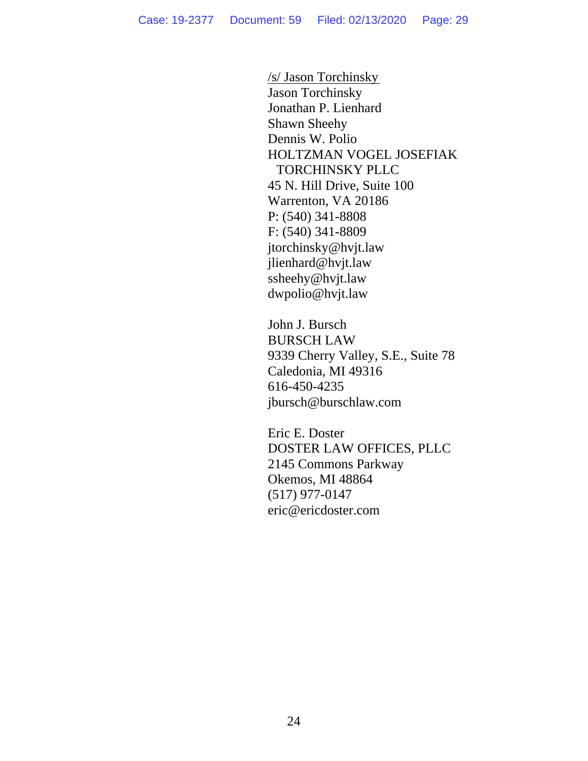/s/ Jason Torchinsky
Jason Torchinsky
Jonathan P. Lienhard
Shawn Sheehy
Dennis W. Polio
HOLTZMAN VOGEL JOSEFIAK
TORCHINSKY PLLC
45 N. Hill Drive, Suite 100
Warrenton, VA 20186
P: (540) 341-8808
F: (540) 341-8809
jtorchinsky@hvjt.law
jlienhard@hvjt.law
ssheehy@hvjt.law
dwpolio@hvjt.law

John J. Bursch
BURSCH LAW
9339 Cherry Valley, S.E., Suite 78
Caledonia, MI 49316
616-450-4235
jbursch@burschlaw.com

Eric E. Doster
DOSTER LAW OFFICES, PLLC
2145 Commons Parkway
Okemos, MI 48864
(517) 977-0147
eric@ericdoster.com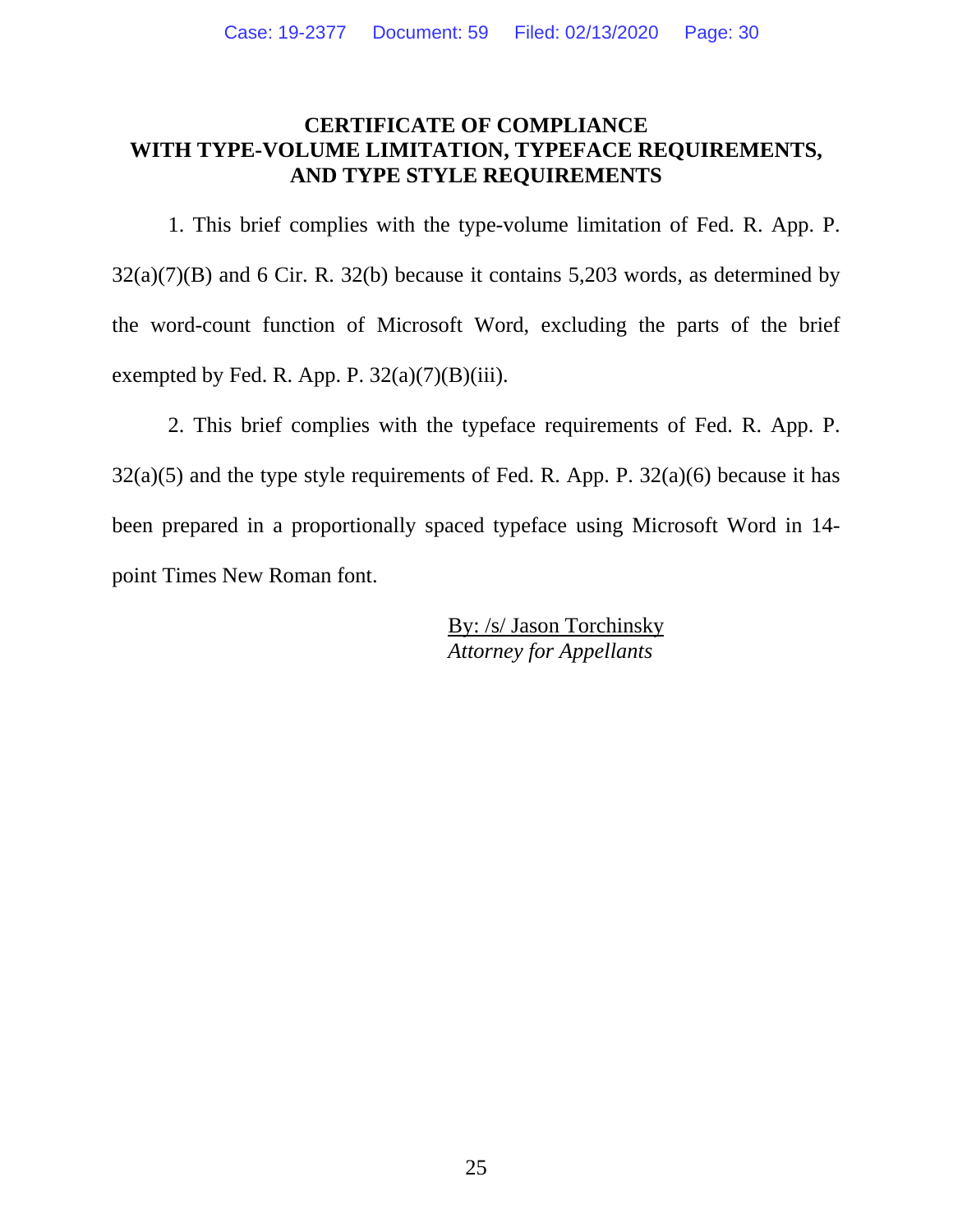## CERTIFICATE OF COMPLIANCE WITH TYPE-VOLUME LIMITATION, TYPEFACE REQUIREMENTS, AND TYPE STYLE REQUIREMENTS

1. This brief complies with the type-volume limitation of Fed. R. App. P. 32(a)(7)(B) and 6 Cir. R. 32(b) because it contains 5,203 words, as determined by the word-count function of Microsoft Word, excluding the parts of the brief exempted by Fed. R. App. P. 32(a)(7)(B)(iii).

2. This brief complies with the typeface requirements of Fed. R. App. P. 32(a)(5) and the type style requirements of Fed. R. App. P. 32(a)(6) because it has been prepared in a proportionally spaced typeface using Microsoft Word in 14-point Times New Roman font.

By: /s/ Jason Torchinsky
*Attorney for Appellants*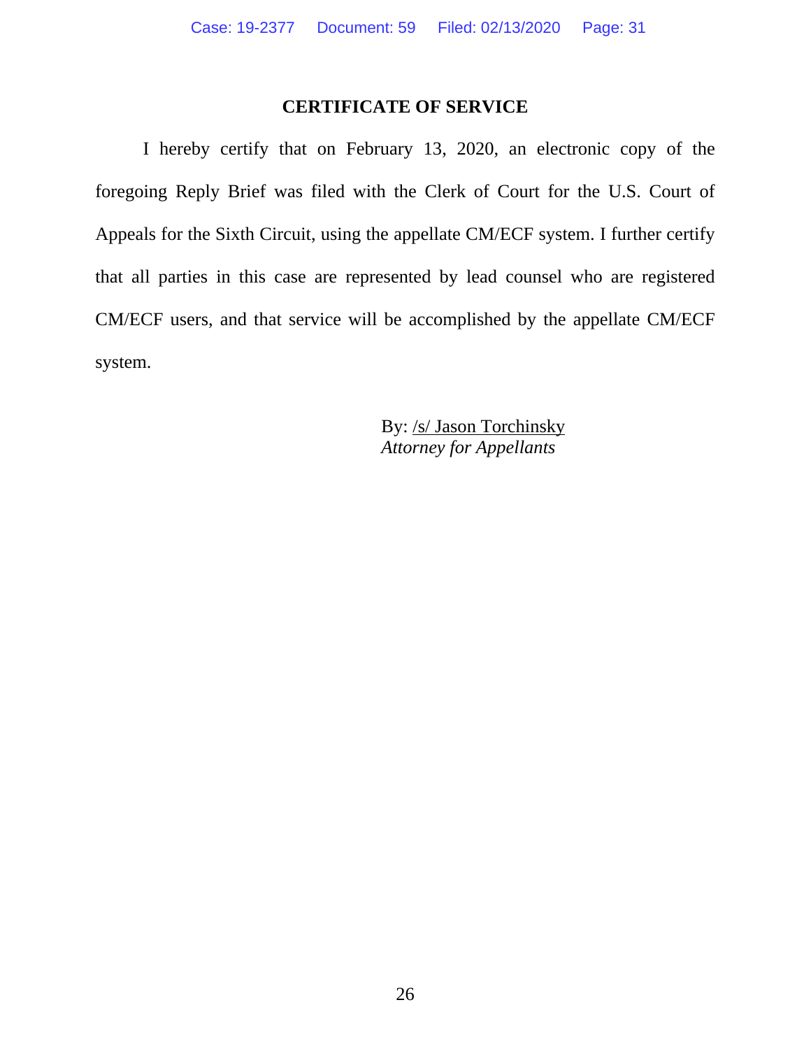## CERTIFICATE OF SERVICE

I hereby certify that on February 13, 2020, an electronic copy of the foregoing Reply Brief was filed with the Clerk of Court for the U.S. Court of Appeals for the Sixth Circuit, using the appellate CM/ECF system. I further certify that all parties in this case are represented by lead counsel who are registered CM/ECF users, and that service will be accomplished by the appellate CM/ECF system.

By: /s/ Jason Torchinsky
*Attorney for Appellants*